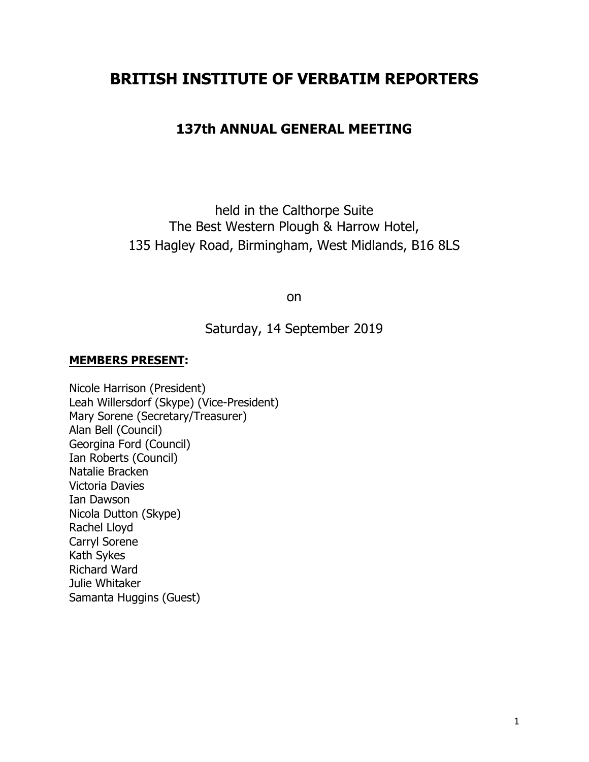# BRITISH INSTITUTE OF VERBATIM REPORTERS

## 137th ANNUAL GENERAL MEETING

held in the Calthorpe Suite
The Best Western Plough & Harrow Hotel,
135 Hagley Road, Birmingham, West Midlands, B16 8LS

on

Saturday, 14 September 2019

**MEMBERS PRESENT:**

Nicole Harrison (President)
Leah Willersdorf (Skype) (Vice-President)
Mary Sorene (Secretary/Treasurer)
Alan Bell (Council)
Georgina Ford (Council)
Ian Roberts (Council)
Natalie Bracken
Victoria Davies
Ian Dawson
Nicola Dutton (Skype)
Rachel Lloyd
Carryl Sorene
Kath Sykes
Richard Ward
Julie Whitaker
Samanta Huggins (Guest)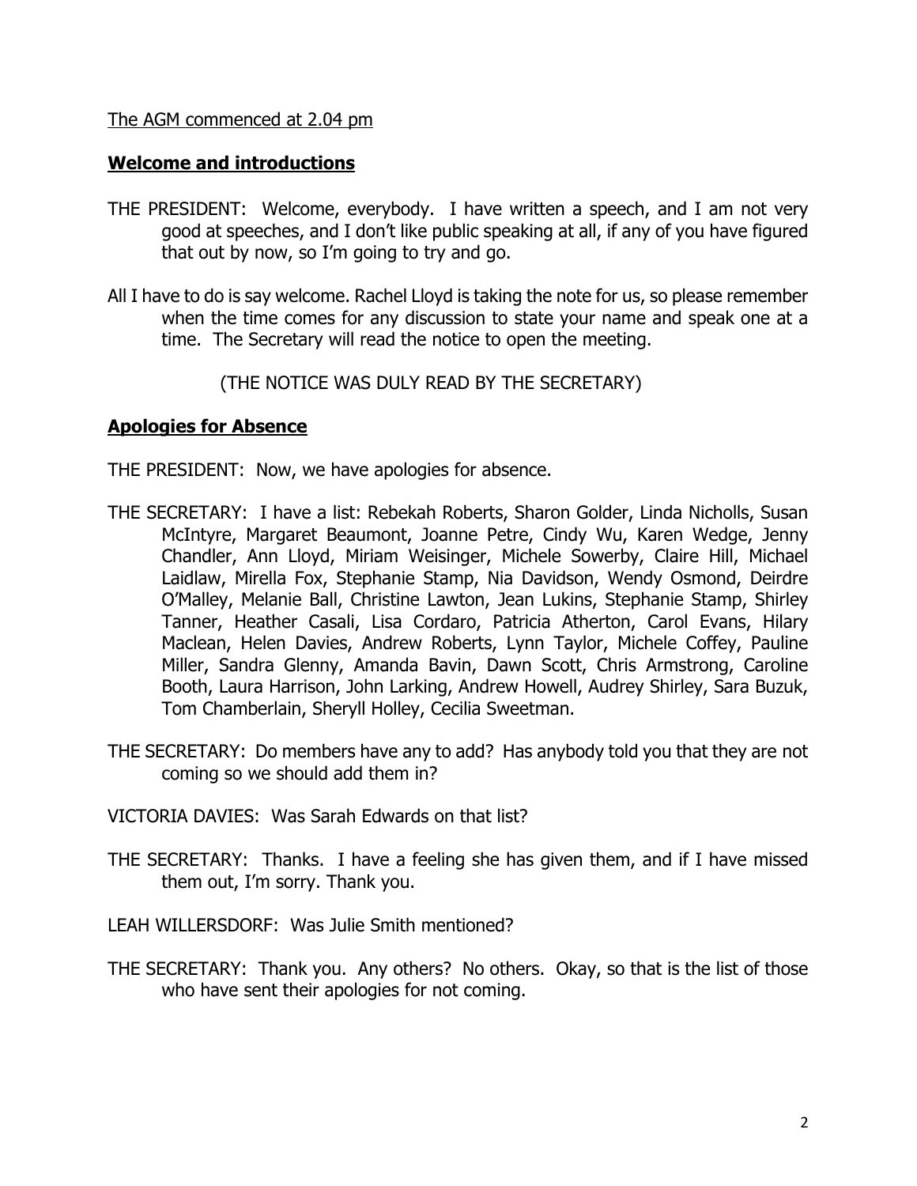The AGM commenced at 2.04 pm

## **Welcome and introductions**

THE PRESIDENT: Welcome, everybody. I have written a speech, and I am not very good at speeches, and I don't like public speaking at all, if any of you have figured that out by now, so I'm going to try and go.

All I have to do is say welcome. Rachel Lloyd is taking the note for us, so please remember when the time comes for any discussion to state your name and speak one at a time. The Secretary will read the notice to open the meeting.

(THE NOTICE WAS DULY READ BY THE SECRETARY)

## **Apologies for Absence**

THE PRESIDENT: Now, we have apologies for absence.

THE SECRETARY: I have a list: Rebekah Roberts, Sharon Golder, Linda Nicholls, Susan McIntyre, Margaret Beaumont, Joanne Petre, Cindy Wu, Karen Wedge, Jenny Chandler, Ann Lloyd, Miriam Weisinger, Michele Sowerby, Claire Hill, Michael Laidlaw, Mirella Fox, Stephanie Stamp, Nia Davidson, Wendy Osmond, Deirdre O'Malley, Melanie Ball, Christine Lawton, Jean Lukins, Stephanie Stamp, Shirley Tanner, Heather Casali, Lisa Cordaro, Patricia Atherton, Carol Evans, Hilary Maclean, Helen Davies, Andrew Roberts, Lynn Taylor, Michele Coffey, Pauline Miller, Sandra Glenny, Amanda Bavin, Dawn Scott, Chris Armstrong, Caroline Booth, Laura Harrison, John Larking, Andrew Howell, Audrey Shirley, Sara Buzuk, Tom Chamberlain, Sheryll Holley, Cecilia Sweetman.

THE SECRETARY: Do members have any to add? Has anybody told you that they are not coming so we should add them in?

VICTORIA DAVIES: Was Sarah Edwards on that list?

THE SECRETARY: Thanks. I have a feeling she has given them, and if I have missed them out, I'm sorry. Thank you.

LEAH WILLERSDORF: Was Julie Smith mentioned?

THE SECRETARY: Thank you. Any others? No others. Okay, so that is the list of those who have sent their apologies for not coming.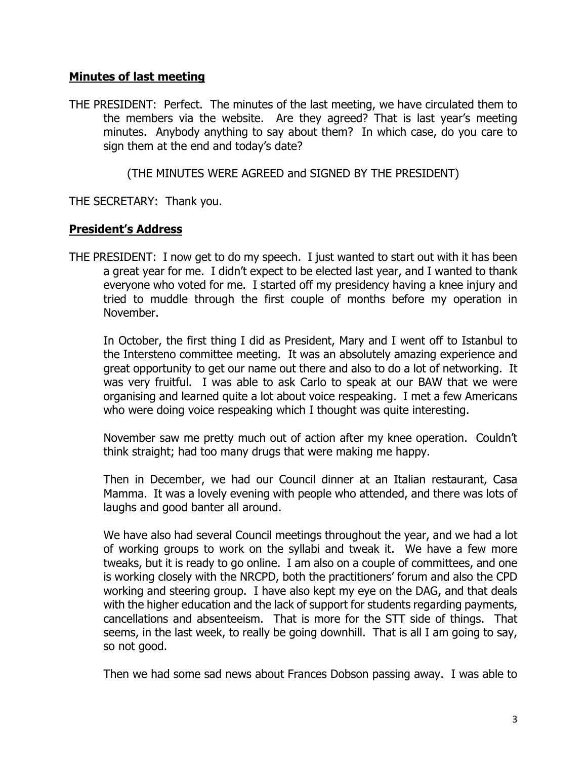**Minutes of last meeting**

THE PRESIDENT: Perfect. The minutes of the last meeting, we have circulated them to the members via the website. Are they agreed? That is last year's meeting minutes. Anybody anything to say about them? In which case, do you care to sign them at the end and today's date?

(THE MINUTES WERE AGREED and SIGNED BY THE PRESIDENT)

THE SECRETARY: Thank you.

**President's Address**

THE PRESIDENT: I now get to do my speech. I just wanted to start out with it has been a great year for me. I didn't expect to be elected last year, and I wanted to thank everyone who voted for me. I started off my presidency having a knee injury and tried to muddle through the first couple of months before my operation in November.

In October, the first thing I did as President, Mary and I went off to Istanbul to the Intersteno committee meeting. It was an absolutely amazing experience and great opportunity to get our name out there and also to do a lot of networking. It was very fruitful. I was able to ask Carlo to speak at our BAW that we were organising and learned quite a lot about voice respeaking. I met a few Americans who were doing voice respeaking which I thought was quite interesting.

November saw me pretty much out of action after my knee operation. Couldn't think straight; had too many drugs that were making me happy.

Then in December, we had our Council dinner at an Italian restaurant, Casa Mamma. It was a lovely evening with people who attended, and there was lots of laughs and good banter all around.

We have also had several Council meetings throughout the year, and we had a lot of working groups to work on the syllabi and tweak it. We have a few more tweaks, but it is ready to go online. I am also on a couple of committees, and one is working closely with the NRCPD, both the practitioners' forum and also the CPD working and steering group. I have also kept my eye on the DAG, and that deals with the higher education and the lack of support for students regarding payments, cancellations and absenteeism. That is more for the STT side of things. That seems, in the last week, to really be going downhill. That is all I am going to say, so not good.

Then we had some sad news about Frances Dobson passing away. I was able to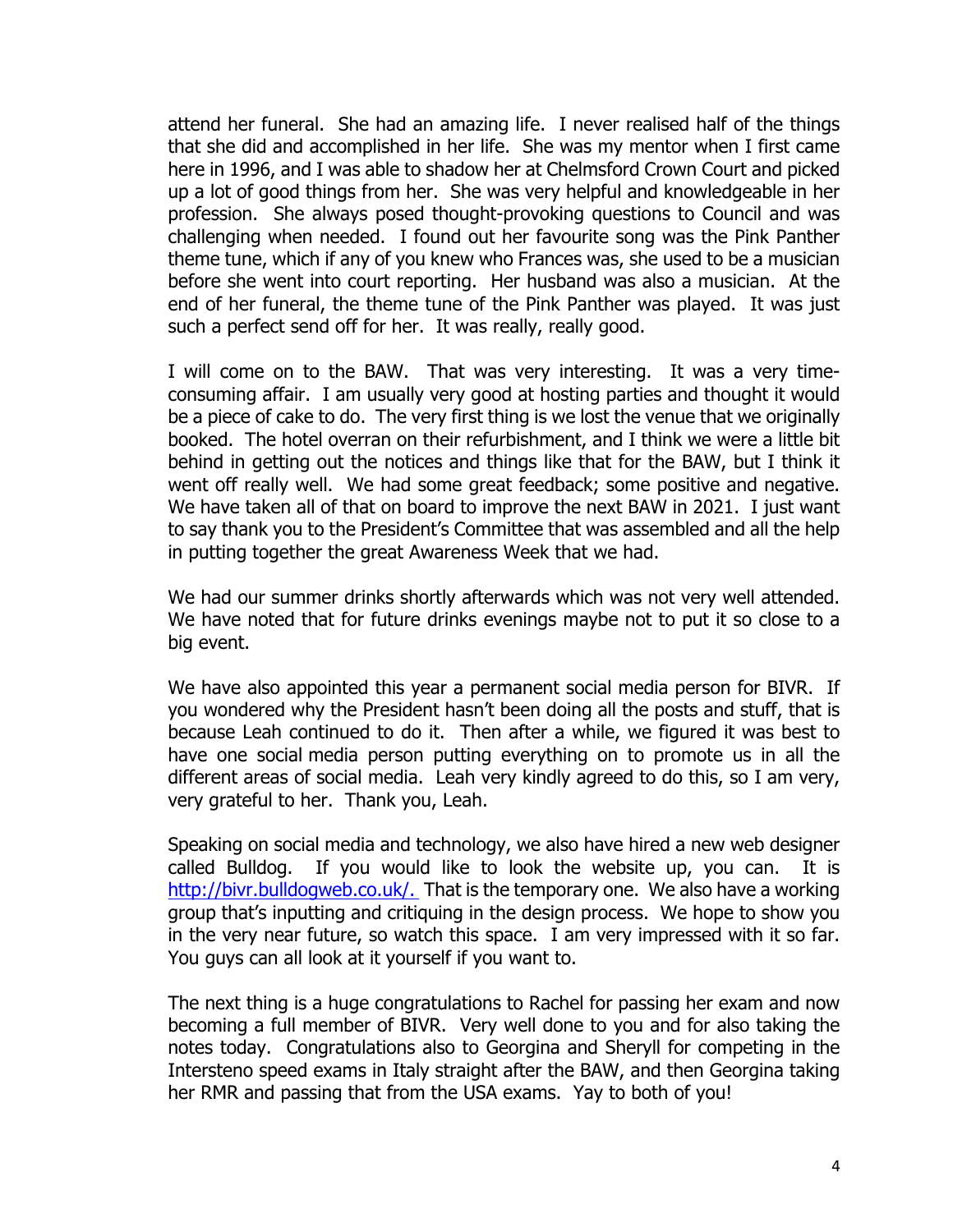attend her funeral. She had an amazing life. I never realised half of the things that she did and accomplished in her life. She was my mentor when I first came here in 1996, and I was able to shadow her at Chelmsford Crown Court and picked up a lot of good things from her. She was very helpful and knowledgeable in her profession. She always posed thought-provoking questions to Council and was challenging when needed. I found out her favourite song was the Pink Panther theme tune, which if any of you knew who Frances was, she used to be a musician before she went into court reporting. Her husband was also a musician. At the end of her funeral, the theme tune of the Pink Panther was played. It was just such a perfect send off for her. It was really, really good.

I will come on to the BAW. That was very interesting. It was a very time-consuming affair. I am usually very good at hosting parties and thought it would be a piece of cake to do. The very first thing is we lost the venue that we originally booked. The hotel overran on their refurbishment, and I think we were a little bit behind in getting out the notices and things like that for the BAW, but I think it went off really well. We had some great feedback; some positive and negative. We have taken all of that on board to improve the next BAW in 2021. I just want to say thank you to the President's Committee that was assembled and all the help in putting together the great Awareness Week that we had.

We had our summer drinks shortly afterwards which was not very well attended. We have noted that for future drinks evenings maybe not to put it so close to a big event.

We have also appointed this year a permanent social media person for BIVR. If you wondered why the President hasn't been doing all the posts and stuff, that is because Leah continued to do it. Then after a while, we figured it was best to have one social media person putting everything on to promote us in all the different areas of social media. Leah very kindly agreed to do this, so I am very, very grateful to her. Thank you, Leah.

Speaking on social media and technology, we also have hired a new web designer called Bulldog. If you would like to look the website up, you can. It is http://bivr.bulldogweb.co.uk/. That is the temporary one. We also have a working group that's inputting and critiquing in the design process. We hope to show you in the very near future, so watch this space. I am very impressed with it so far. You guys can all look at it yourself if you want to.

The next thing is a huge congratulations to Rachel for passing her exam and now becoming a full member of BIVR. Very well done to you and for also taking the notes today. Congratulations also to Georgina and Sheryll for competing in the Intersteno speed exams in Italy straight after the BAW, and then Georgina taking her RMR and passing that from the USA exams. Yay to both of you!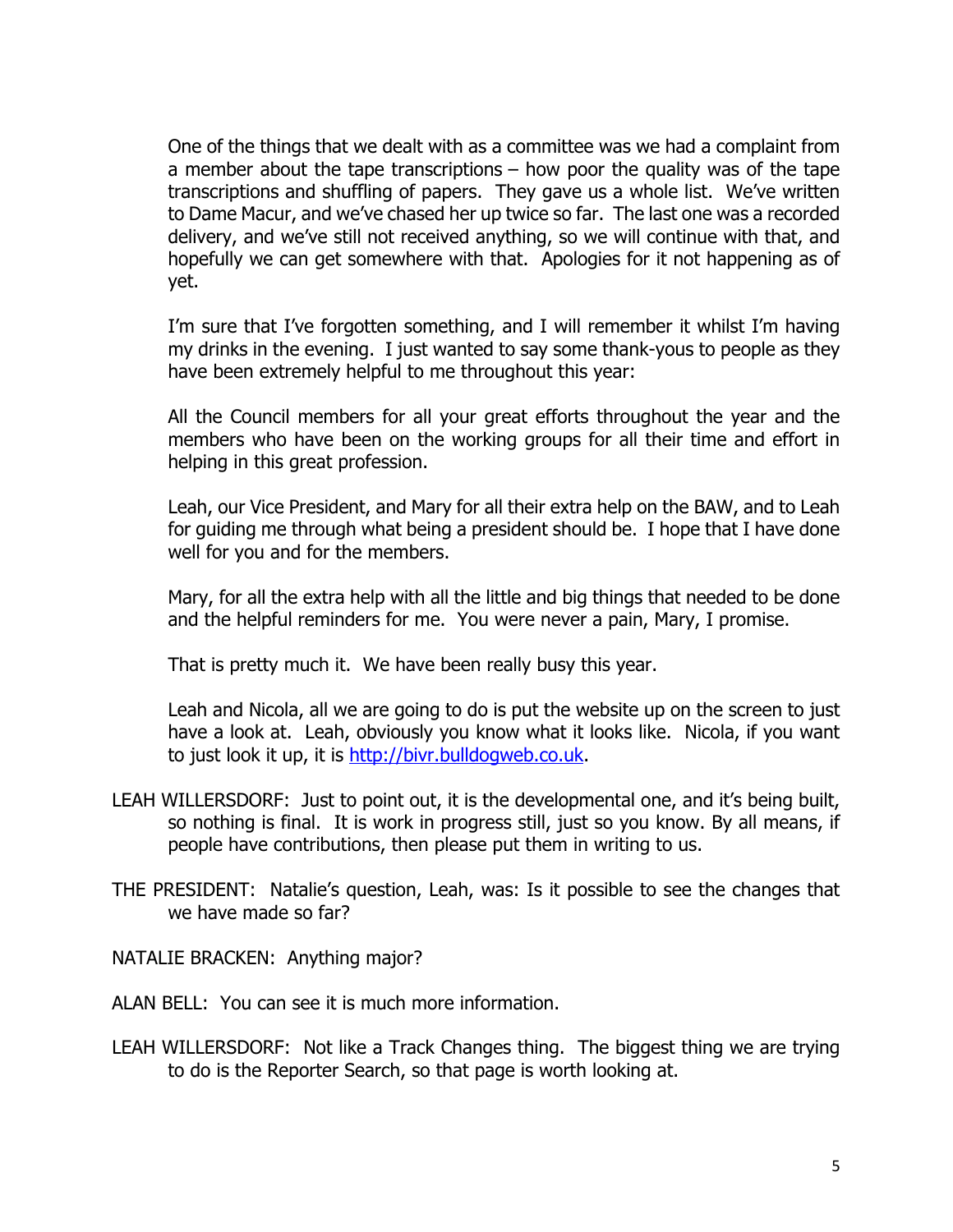One of the things that we dealt with as a committee was we had a complaint from a member about the tape transcriptions – how poor the quality was of the tape transcriptions and shuffling of papers. They gave us a whole list. We've written to Dame Macur, and we've chased her up twice so far. The last one was a recorded delivery, and we've still not received anything, so we will continue with that, and hopefully we can get somewhere with that. Apologies for it not happening as of yet.

I'm sure that I've forgotten something, and I will remember it whilst I'm having my drinks in the evening. I just wanted to say some thank-yous to people as they have been extremely helpful to me throughout this year:

All the Council members for all your great efforts throughout the year and the members who have been on the working groups for all their time and effort in helping in this great profession.

Leah, our Vice President, and Mary for all their extra help on the BAW, and to Leah for guiding me through what being a president should be. I hope that I have done well for you and for the members.

Mary, for all the extra help with all the little and big things that needed to be done and the helpful reminders for me. You were never a pain, Mary, I promise.

That is pretty much it. We have been really busy this year.

Leah and Nicola, all we are going to do is put the website up on the screen to just have a look at. Leah, obviously you know what it looks like. Nicola, if you want to just look it up, it is http://bivr.bulldogweb.co.uk.

LEAH WILLERSDORF: Just to point out, it is the developmental one, and it's being built, so nothing is final. It is work in progress still, just so you know. By all means, if people have contributions, then please put them in writing to us.

THE PRESIDENT: Natalie's question, Leah, was: Is it possible to see the changes that we have made so far?

NATALIE BRACKEN: Anything major?

ALAN BELL: You can see it is much more information.

LEAH WILLERSDORF: Not like a Track Changes thing. The biggest thing we are trying to do is the Reporter Search, so that page is worth looking at.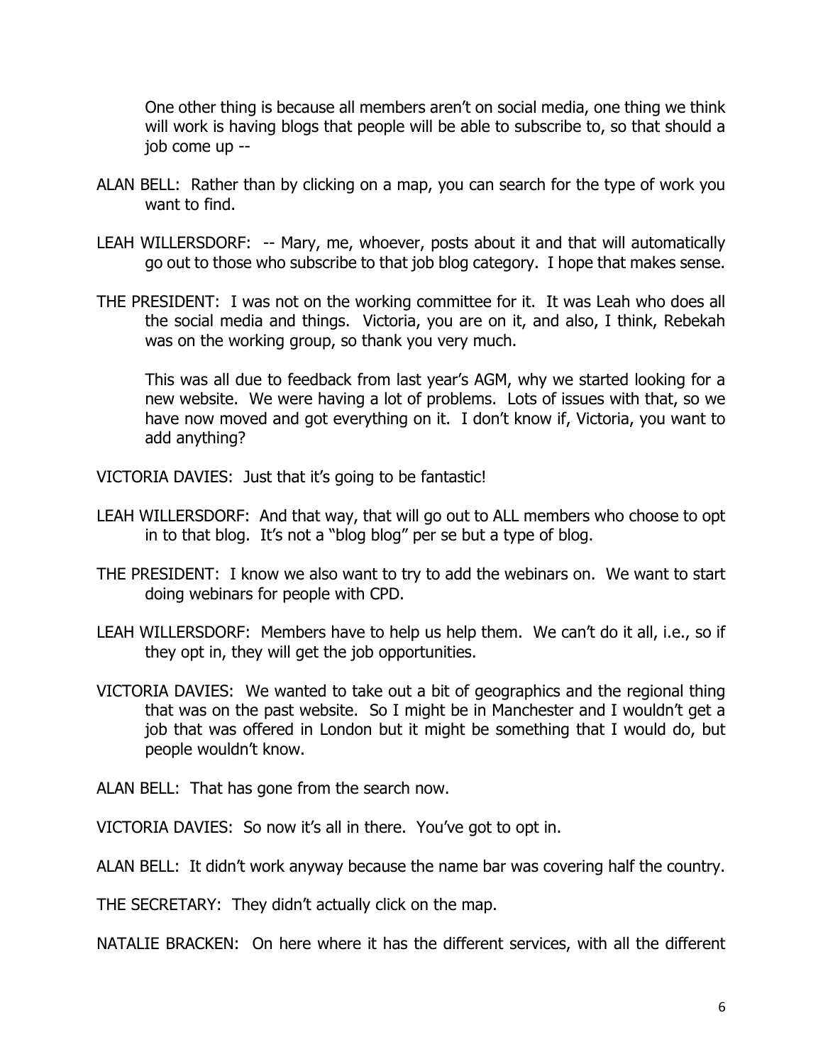One other thing is because all members aren't on social media, one thing we think will work is having blogs that people will be able to subscribe to, so that should a job come up --

ALAN BELL: Rather than by clicking on a map, you can search for the type of work you want to find.

LEAH WILLERSDORF: -- Mary, me, whoever, posts about it and that will automatically go out to those who subscribe to that job blog category. I hope that makes sense.

THE PRESIDENT: I was not on the working committee for it. It was Leah who does all the social media and things. Victoria, you are on it, and also, I think, Rebekah was on the working group, so thank you very much.

This was all due to feedback from last year's AGM, why we started looking for a new website. We were having a lot of problems. Lots of issues with that, so we have now moved and got everything on it. I don't know if, Victoria, you want to add anything?

VICTORIA DAVIES: Just that it's going to be fantastic!

LEAH WILLERSDORF: And that way, that will go out to ALL members who choose to opt in to that blog. It's not a "blog blog" per se but a type of blog.

THE PRESIDENT: I know we also want to try to add the webinars on. We want to start doing webinars for people with CPD.

LEAH WILLERSDORF: Members have to help us help them. We can't do it all, i.e., so if they opt in, they will get the job opportunities.

VICTORIA DAVIES: We wanted to take out a bit of geographics and the regional thing that was on the past website. So I might be in Manchester and I wouldn't get a job that was offered in London but it might be something that I would do, but people wouldn't know.

ALAN BELL: That has gone from the search now.

VICTORIA DAVIES: So now it's all in there. You've got to opt in.

ALAN BELL: It didn't work anyway because the name bar was covering half the country.

THE SECRETARY: They didn't actually click on the map.

NATALIE BRACKEN: On here where it has the different services, with all the different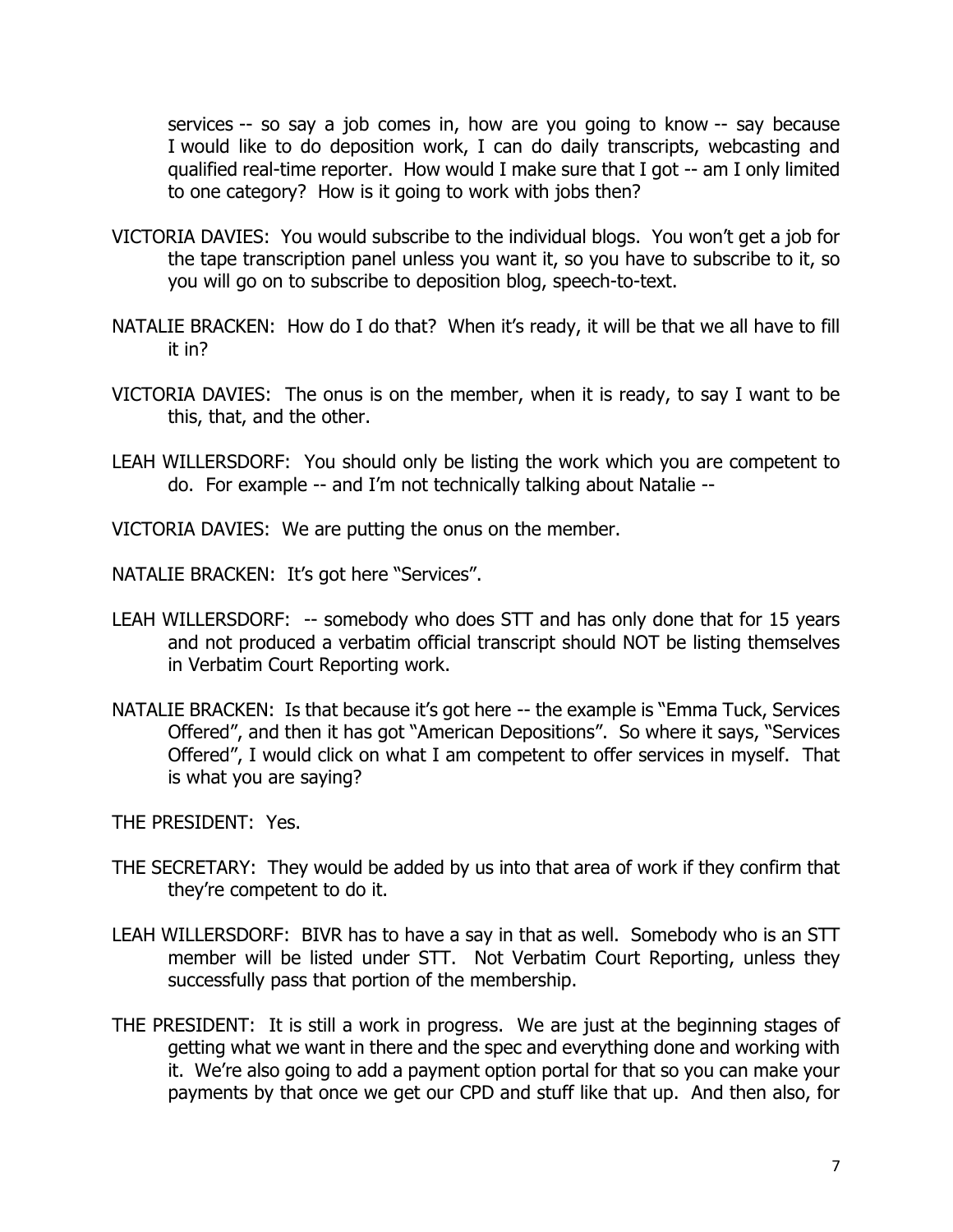services -- so say a job comes in, how are you going to know -- say because I would like to do deposition work, I can do daily transcripts, webcasting and qualified real-time reporter. How would I make sure that I got -- am I only limited to one category? How is it going to work with jobs then?

VICTORIA DAVIES: You would subscribe to the individual blogs. You won't get a job for the tape transcription panel unless you want it, so you have to subscribe to it, so you will go on to subscribe to deposition blog, speech-to-text.

NATALIE BRACKEN: How do I do that? When it's ready, it will be that we all have to fill it in?

VICTORIA DAVIES: The onus is on the member, when it is ready, to say I want to be this, that, and the other.

LEAH WILLERSDORF: You should only be listing the work which you are competent to do. For example -- and I'm not technically talking about Natalie --

VICTORIA DAVIES: We are putting the onus on the member.

NATALIE BRACKEN: It's got here "Services".

LEAH WILLERSDORF: -- somebody who does STT and has only done that for 15 years and not produced a verbatim official transcript should NOT be listing themselves in Verbatim Court Reporting work.

NATALIE BRACKEN: Is that because it's got here -- the example is "Emma Tuck, Services Offered", and then it has got "American Depositions". So where it says, "Services Offered", I would click on what I am competent to offer services in myself. That is what you are saying?

THE PRESIDENT: Yes.

THE SECRETARY: They would be added by us into that area of work if they confirm that they're competent to do it.

LEAH WILLERSDORF: BIVR has to have a say in that as well. Somebody who is an STT member will be listed under STT. Not Verbatim Court Reporting, unless they successfully pass that portion of the membership.

THE PRESIDENT: It is still a work in progress. We are just at the beginning stages of getting what we want in there and the spec and everything done and working with it. We're also going to add a payment option portal for that so you can make your payments by that once we get our CPD and stuff like that up. And then also, for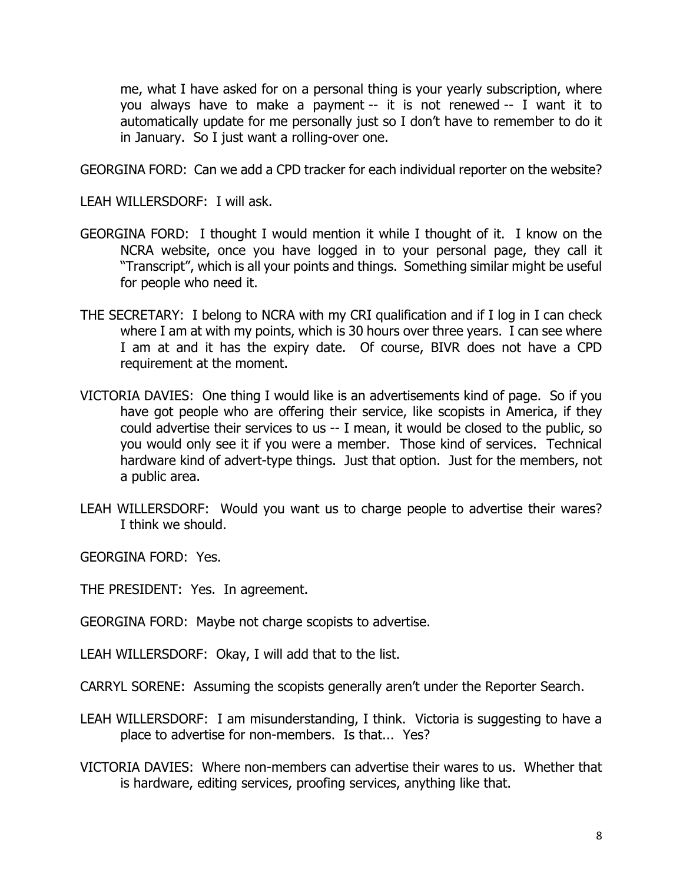me, what I have asked for on a personal thing is your yearly subscription, where you always have to make a payment -- it is not renewed -- I want it to automatically update for me personally just so I don't have to remember to do it in January. So I just want a rolling-over one.

GEORGINA FORD: Can we add a CPD tracker for each individual reporter on the website?

LEAH WILLERSDORF: I will ask.

GEORGINA FORD: I thought I would mention it while I thought of it. I know on the NCRA website, once you have logged in to your personal page, they call it "Transcript", which is all your points and things. Something similar might be useful for people who need it.

THE SECRETARY: I belong to NCRA with my CRI qualification and if I log in I can check where I am at with my points, which is 30 hours over three years. I can see where I am at and it has the expiry date. Of course, BIVR does not have a CPD requirement at the moment.

VICTORIA DAVIES: One thing I would like is an advertisements kind of page. So if you have got people who are offering their service, like scopists in America, if they could advertise their services to us -- I mean, it would be closed to the public, so you would only see it if you were a member. Those kind of services. Technical hardware kind of advert-type things. Just that option. Just for the members, not a public area.

LEAH WILLERSDORF: Would you want us to charge people to advertise their wares? I think we should.

GEORGINA FORD: Yes.

THE PRESIDENT: Yes. In agreement.

GEORGINA FORD: Maybe not charge scopists to advertise.

LEAH WILLERSDORF: Okay, I will add that to the list.

CARRYL SORENE: Assuming the scopists generally aren't under the Reporter Search.

LEAH WILLERSDORF: I am misunderstanding, I think. Victoria is suggesting to have a place to advertise for non-members. Is that... Yes?

VICTORIA DAVIES: Where non-members can advertise their wares to us. Whether that is hardware, editing services, proofing services, anything like that.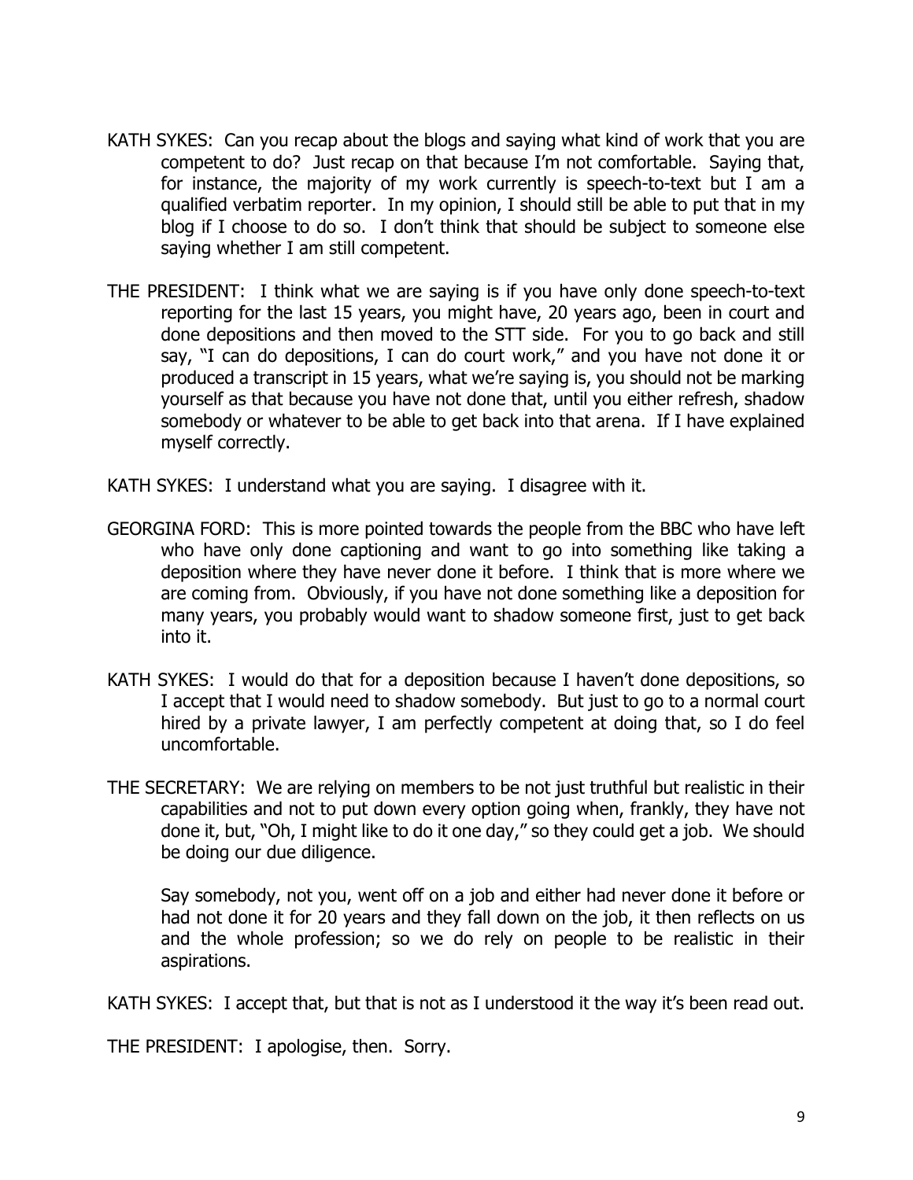KATH SYKES: Can you recap about the blogs and saying what kind of work that you are competent to do? Just recap on that because I'm not comfortable. Saying that, for instance, the majority of my work currently is speech-to-text but I am a qualified verbatim reporter. In my opinion, I should still be able to put that in my blog if I choose to do so. I don't think that should be subject to someone else saying whether I am still competent.

THE PRESIDENT: I think what we are saying is if you have only done speech-to-text reporting for the last 15 years, you might have, 20 years ago, been in court and done depositions and then moved to the STT side. For you to go back and still say, "I can do depositions, I can do court work," and you have not done it or produced a transcript in 15 years, what we're saying is, you should not be marking yourself as that because you have not done that, until you either refresh, shadow somebody or whatever to be able to get back into that arena. If I have explained myself correctly.

KATH SYKES: I understand what you are saying. I disagree with it.

GEORGINA FORD: This is more pointed towards the people from the BBC who have left who have only done captioning and want to go into something like taking a deposition where they have never done it before. I think that is more where we are coming from. Obviously, if you have not done something like a deposition for many years, you probably would want to shadow someone first, just to get back into it.

KATH SYKES: I would do that for a deposition because I haven't done depositions, so I accept that I would need to shadow somebody. But just to go to a normal court hired by a private lawyer, I am perfectly competent at doing that, so I do feel uncomfortable.

THE SECRETARY: We are relying on members to be not just truthful but realistic in their capabilities and not to put down every option going when, frankly, they have not done it, but, "Oh, I might like to do it one day," so they could get a job. We should be doing our due diligence.

Say somebody, not you, went off on a job and either had never done it before or had not done it for 20 years and they fall down on the job, it then reflects on us and the whole profession; so we do rely on people to be realistic in their aspirations.

KATH SYKES: I accept that, but that is not as I understood it the way it's been read out.

THE PRESIDENT: I apologise, then. Sorry.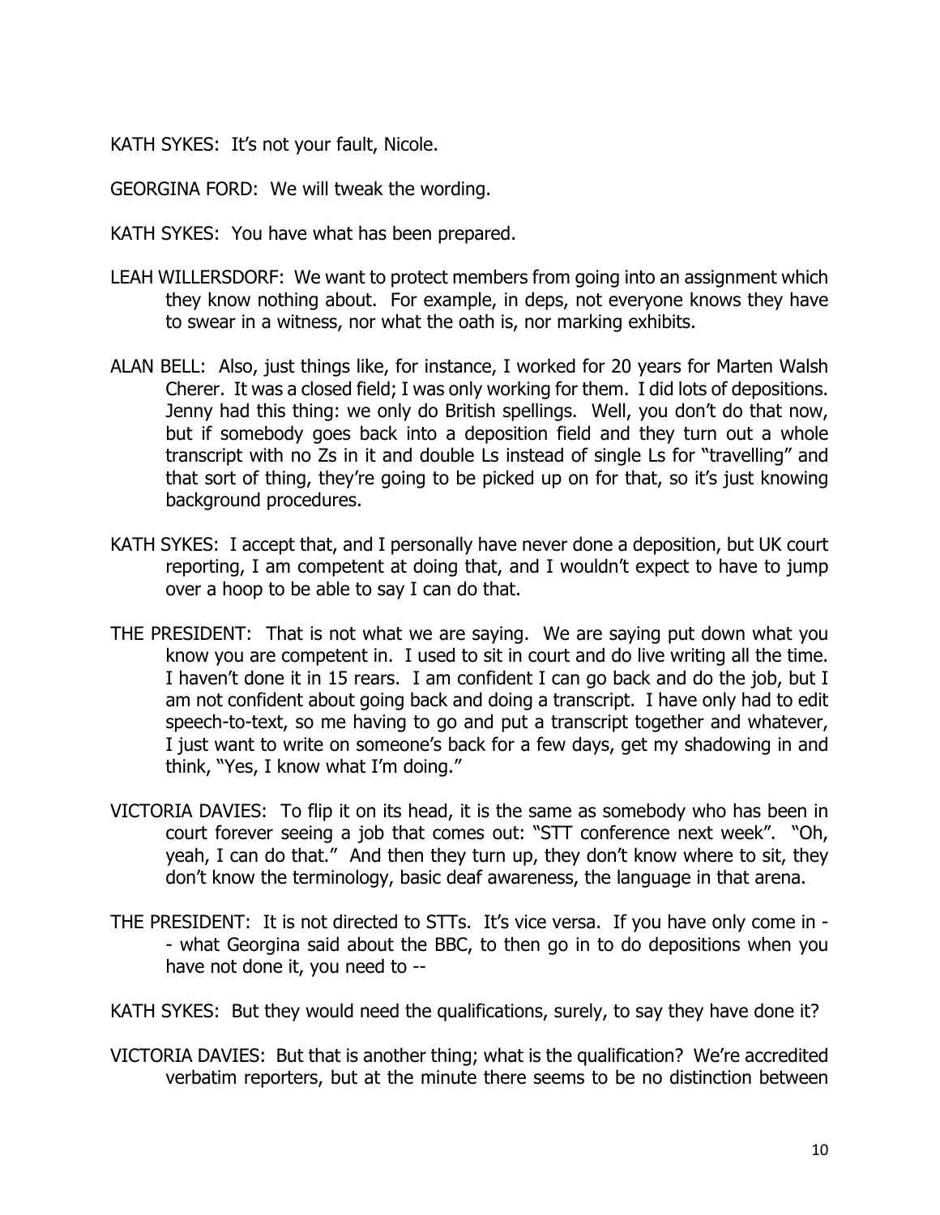KATH SYKES: It's not your fault, Nicole.

GEORGINA FORD: We will tweak the wording.

KATH SYKES: You have what has been prepared.

LEAH WILLERSDORF: We want to protect members from going into an assignment which they know nothing about. For example, in deps, not everyone knows they have to swear in a witness, nor what the oath is, nor marking exhibits.

ALAN BELL: Also, just things like, for instance, I worked for 20 years for Marten Walsh Cherer. It was a closed field; I was only working for them. I did lots of depositions. Jenny had this thing: we only do British spellings. Well, you don't do that now, but if somebody goes back into a deposition field and they turn out a whole transcript with no Zs in it and double Ls instead of single Ls for "travelling" and that sort of thing, they're going to be picked up on for that, so it's just knowing background procedures.

KATH SYKES: I accept that, and I personally have never done a deposition, but UK court reporting, I am competent at doing that, and I wouldn't expect to have to jump over a hoop to be able to say I can do that.

THE PRESIDENT: That is not what we are saying. We are saying put down what you know you are competent in. I used to sit in court and do live writing all the time. I haven't done it in 15 rears. I am confident I can go back and do the job, but I am not confident about going back and doing a transcript. I have only had to edit speech-to-text, so me having to go and put a transcript together and whatever, I just want to write on someone's back for a few days, get my shadowing in and think, "Yes, I know what I'm doing."

VICTORIA DAVIES: To flip it on its head, it is the same as somebody who has been in court forever seeing a job that comes out: "STT conference next week". "Oh, yeah, I can do that." And then they turn up, they don't know where to sit, they don't know the terminology, basic deaf awareness, the language in that arena.

THE PRESIDENT: It is not directed to STTs. It's vice versa. If you have only come in -- what Georgina said about the BBC, to then go in to do depositions when you have not done it, you need to --

KATH SYKES: But they would need the qualifications, surely, to say they have done it?

VICTORIA DAVIES: But that is another thing; what is the qualification? We're accredited verbatim reporters, but at the minute there seems to be no distinction between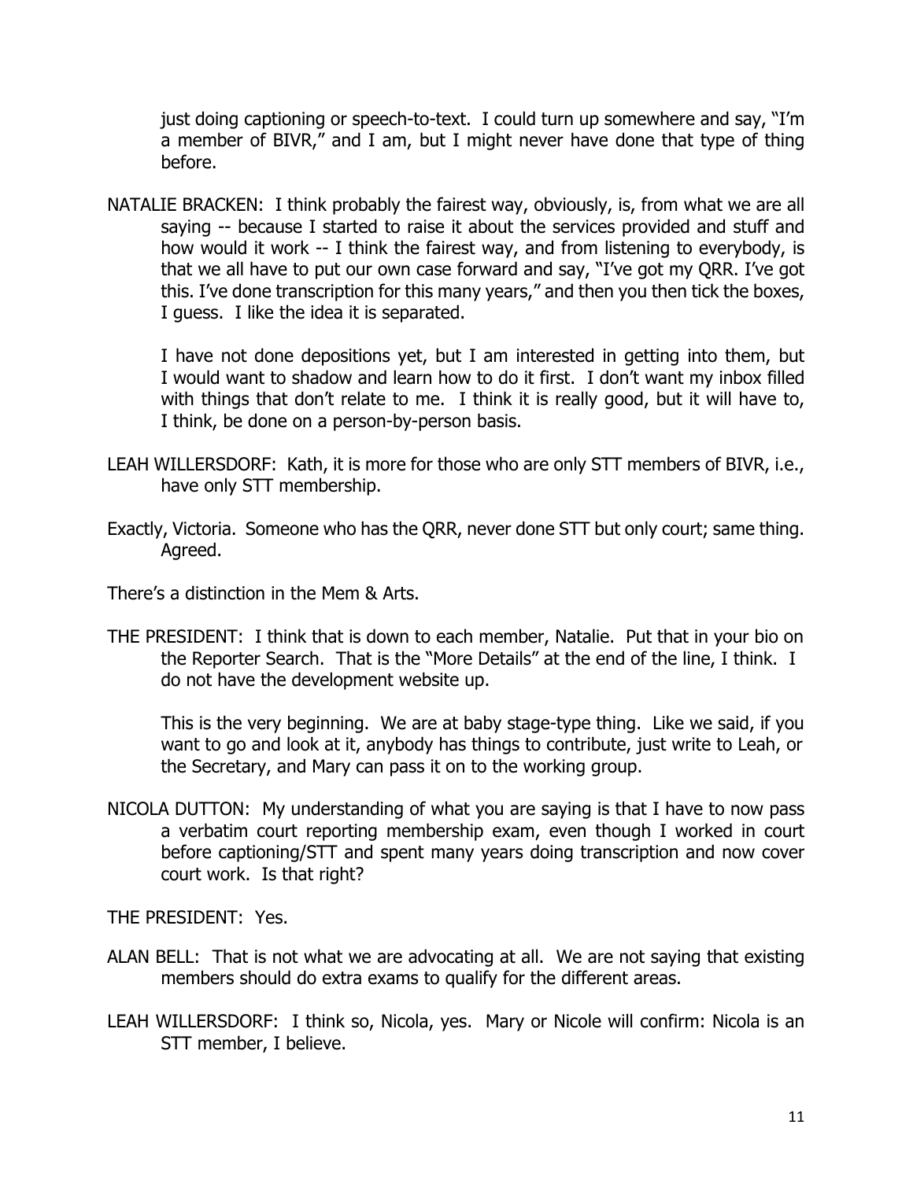just doing captioning or speech-to-text. I could turn up somewhere and say, "I'm a member of BIVR," and I am, but I might never have done that type of thing before.

NATALIE BRACKEN: I think probably the fairest way, obviously, is, from what we are all saying -- because I started to raise it about the services provided and stuff and how would it work -- I think the fairest way, and from listening to everybody, is that we all have to put our own case forward and say, "I've got my QRR. I've got this. I've done transcription for this many years," and then you then tick the boxes, I guess. I like the idea it is separated.

I have not done depositions yet, but I am interested in getting into them, but I would want to shadow and learn how to do it first. I don't want my inbox filled with things that don't relate to me. I think it is really good, but it will have to, I think, be done on a person-by-person basis.

LEAH WILLERSDORF: Kath, it is more for those who are only STT members of BIVR, i.e., have only STT membership.

Exactly, Victoria. Someone who has the QRR, never done STT but only court; same thing. Agreed.

There's a distinction in the Mem & Arts.

THE PRESIDENT: I think that is down to each member, Natalie. Put that in your bio on the Reporter Search. That is the "More Details" at the end of the line, I think. I do not have the development website up.

This is the very beginning. We are at baby stage-type thing. Like we said, if you want to go and look at it, anybody has things to contribute, just write to Leah, or the Secretary, and Mary can pass it on to the working group.

NICOLA DUTTON: My understanding of what you are saying is that I have to now pass a verbatim court reporting membership exam, even though I worked in court before captioning/STT and spent many years doing transcription and now cover court work. Is that right?

THE PRESIDENT: Yes.

ALAN BELL: That is not what we are advocating at all. We are not saying that existing members should do extra exams to qualify for the different areas.

LEAH WILLERSDORF: I think so, Nicola, yes. Mary or Nicole will confirm: Nicola is an STT member, I believe.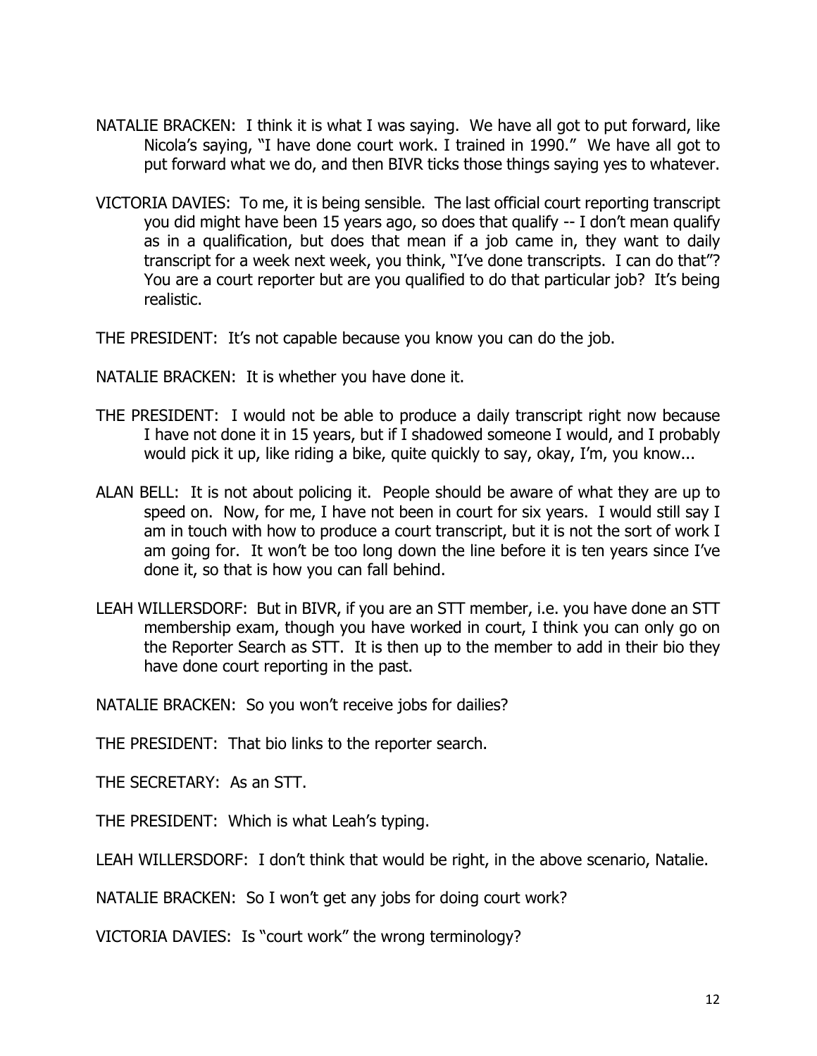NATALIE BRACKEN: I think it is what I was saying. We have all got to put forward, like Nicola's saying, "I have done court work. I trained in 1990." We have all got to put forward what we do, and then BIVR ticks those things saying yes to whatever.

VICTORIA DAVIES: To me, it is being sensible. The last official court reporting transcript you did might have been 15 years ago, so does that qualify -- I don't mean qualify as in a qualification, but does that mean if a job came in, they want to daily transcript for a week next week, you think, "I've done transcripts. I can do that"? You are a court reporter but are you qualified to do that particular job? It's being realistic.

THE PRESIDENT: It's not capable because you know you can do the job.

NATALIE BRACKEN: It is whether you have done it.

THE PRESIDENT: I would not be able to produce a daily transcript right now because I have not done it in 15 years, but if I shadowed someone I would, and I probably would pick it up, like riding a bike, quite quickly to say, okay, I'm, you know...

ALAN BELL: It is not about policing it. People should be aware of what they are up to speed on. Now, for me, I have not been in court for six years. I would still say I am in touch with how to produce a court transcript, but it is not the sort of work I am going for. It won't be too long down the line before it is ten years since I've done it, so that is how you can fall behind.

LEAH WILLERSDORF: But in BIVR, if you are an STT member, i.e. you have done an STT membership exam, though you have worked in court, I think you can only go on the Reporter Search as STT. It is then up to the member to add in their bio they have done court reporting in the past.

NATALIE BRACKEN: So you won't receive jobs for dailies?

THE PRESIDENT: That bio links to the reporter search.

THE SECRETARY: As an STT.

THE PRESIDENT: Which is what Leah's typing.

LEAH WILLERSDORF: I don't think that would be right, in the above scenario, Natalie.

NATALIE BRACKEN: So I won't get any jobs for doing court work?

VICTORIA DAVIES: Is "court work" the wrong terminology?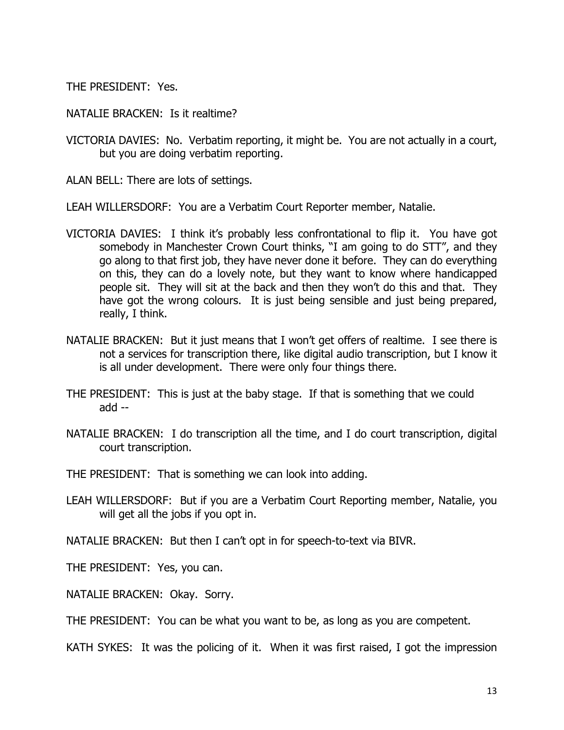THE PRESIDENT: Yes.

NATALIE BRACKEN: Is it realtime?

VICTORIA DAVIES: No. Verbatim reporting, it might be. You are not actually in a court, but you are doing verbatim reporting.

ALAN BELL: There are lots of settings.

LEAH WILLERSDORF: You are a Verbatim Court Reporter member, Natalie.

VICTORIA DAVIES: I think it's probably less confrontational to flip it. You have got somebody in Manchester Crown Court thinks, "I am going to do STT", and they go along to that first job, they have never done it before. They can do everything on this, they can do a lovely note, but they want to know where handicapped people sit. They will sit at the back and then they won't do this and that. They have got the wrong colours. It is just being sensible and just being prepared, really, I think.

NATALIE BRACKEN: But it just means that I won't get offers of realtime. I see there is not a services for transcription there, like digital audio transcription, but I know it is all under development. There were only four things there.

THE PRESIDENT: This is just at the baby stage. If that is something that we could add --

NATALIE BRACKEN: I do transcription all the time, and I do court transcription, digital court transcription.

THE PRESIDENT: That is something we can look into adding.

LEAH WILLERSDORF: But if you are a Verbatim Court Reporting member, Natalie, you will get all the jobs if you opt in.

NATALIE BRACKEN: But then I can't opt in for speech-to-text via BIVR.

THE PRESIDENT: Yes, you can.

NATALIE BRACKEN: Okay. Sorry.

THE PRESIDENT: You can be what you want to be, as long as you are competent.

KATH SYKES: It was the policing of it. When it was first raised, I got the impression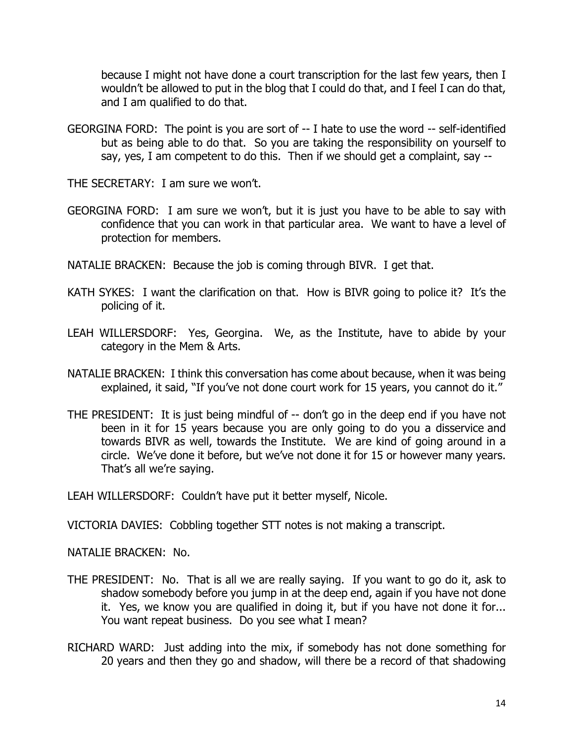because I might not have done a court transcription for the last few years, then I wouldn't be allowed to put in the blog that I could do that, and I feel I can do that, and I am qualified to do that.

GEORGINA FORD: The point is you are sort of -- I hate to use the word -- self-identified but as being able to do that. So you are taking the responsibility on yourself to say, yes, I am competent to do this. Then if we should get a complaint, say --

THE SECRETARY: I am sure we won't.

GEORGINA FORD: I am sure we won't, but it is just you have to be able to say with confidence that you can work in that particular area. We want to have a level of protection for members.

NATALIE BRACKEN: Because the job is coming through BIVR. I get that.

KATH SYKES: I want the clarification on that. How is BIVR going to police it? It's the policing of it.

LEAH WILLERSDORF: Yes, Georgina. We, as the Institute, have to abide by your category in the Mem & Arts.

NATALIE BRACKEN: I think this conversation has come about because, when it was being explained, it said, "If you've not done court work for 15 years, you cannot do it."

THE PRESIDENT: It is just being mindful of -- don't go in the deep end if you have not been in it for 15 years because you are only going to do you a disservice and towards BIVR as well, towards the Institute. We are kind of going around in a circle. We've done it before, but we've not done it for 15 or however many years. That's all we're saying.

LEAH WILLERSDORF: Couldn't have put it better myself, Nicole.

VICTORIA DAVIES: Cobbling together STT notes is not making a transcript.

NATALIE BRACKEN: No.

THE PRESIDENT: No. That is all we are really saying. If you want to go do it, ask to shadow somebody before you jump in at the deep end, again if you have not done it. Yes, we know you are qualified in doing it, but if you have not done it for... You want repeat business. Do you see what I mean?

RICHARD WARD: Just adding into the mix, if somebody has not done something for 20 years and then they go and shadow, will there be a record of that shadowing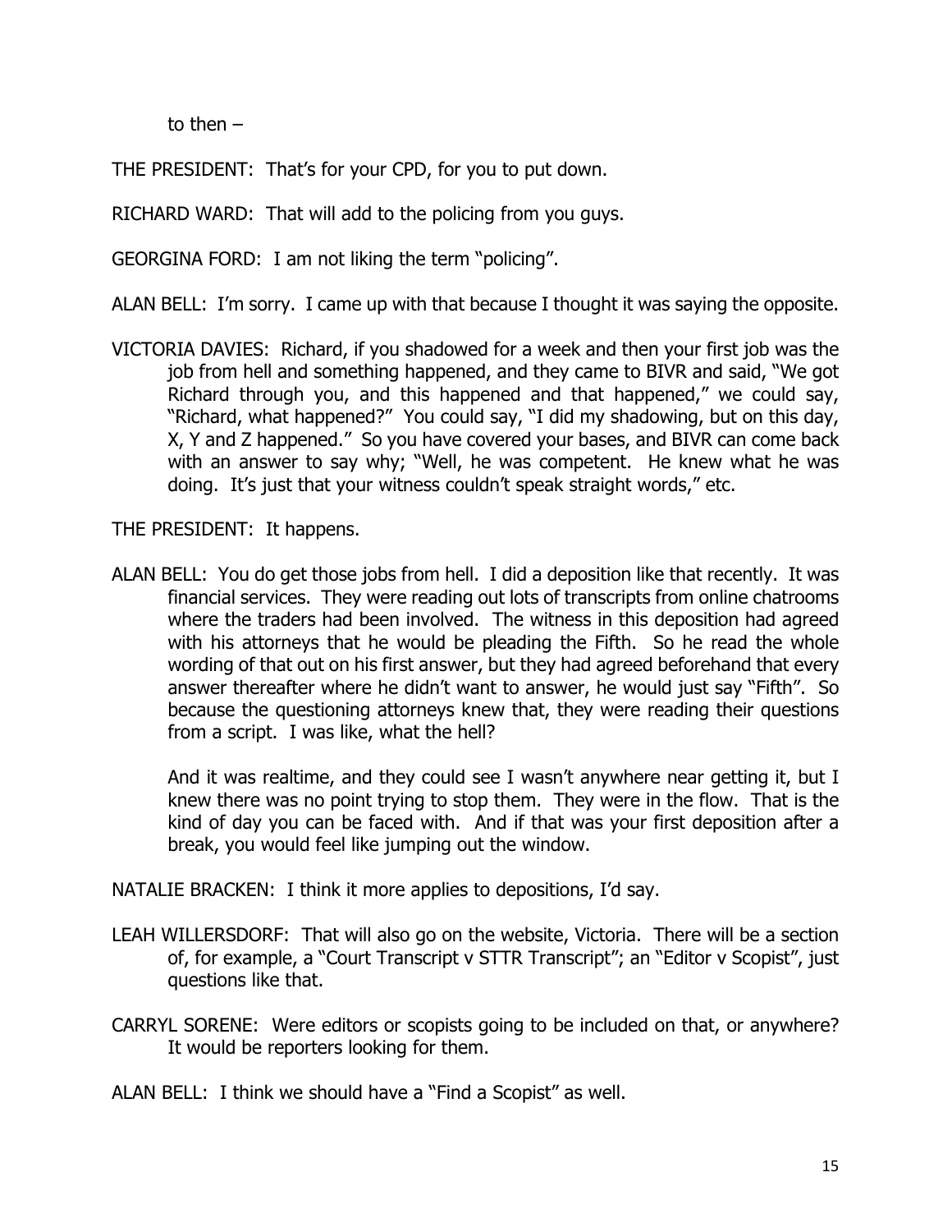to then –

THE PRESIDENT: That's for your CPD, for you to put down.

RICHARD WARD: That will add to the policing from you guys.

GEORGINA FORD: I am not liking the term "policing".

ALAN BELL: I'm sorry. I came up with that because I thought it was saying the opposite.

VICTORIA DAVIES: Richard, if you shadowed for a week and then your first job was the job from hell and something happened, and they came to BIVR and said, "We got Richard through you, and this happened and that happened," we could say, "Richard, what happened?" You could say, "I did my shadowing, but on this day, X, Y and Z happened." So you have covered your bases, and BIVR can come back with an answer to say why; "Well, he was competent. He knew what he was doing. It's just that your witness couldn't speak straight words," etc.

THE PRESIDENT: It happens.

ALAN BELL: You do get those jobs from hell. I did a deposition like that recently. It was financial services. They were reading out lots of transcripts from online chatrooms where the traders had been involved. The witness in this deposition had agreed with his attorneys that he would be pleading the Fifth. So he read the whole wording of that out on his first answer, but they had agreed beforehand that every answer thereafter where he didn't want to answer, he would just say "Fifth". So because the questioning attorneys knew that, they were reading their questions from a script. I was like, what the hell?

And it was realtime, and they could see I wasn't anywhere near getting it, but I knew there was no point trying to stop them. They were in the flow. That is the kind of day you can be faced with. And if that was your first deposition after a break, you would feel like jumping out the window.

NATALIE BRACKEN: I think it more applies to depositions, I'd say.

LEAH WILLERSDORF: That will also go on the website, Victoria. There will be a section of, for example, a "Court Transcript v STTR Transcript"; an "Editor v Scopist", just questions like that.

CARRYL SORENE: Were editors or scopists going to be included on that, or anywhere? It would be reporters looking for them.

ALAN BELL: I think we should have a "Find a Scopist" as well.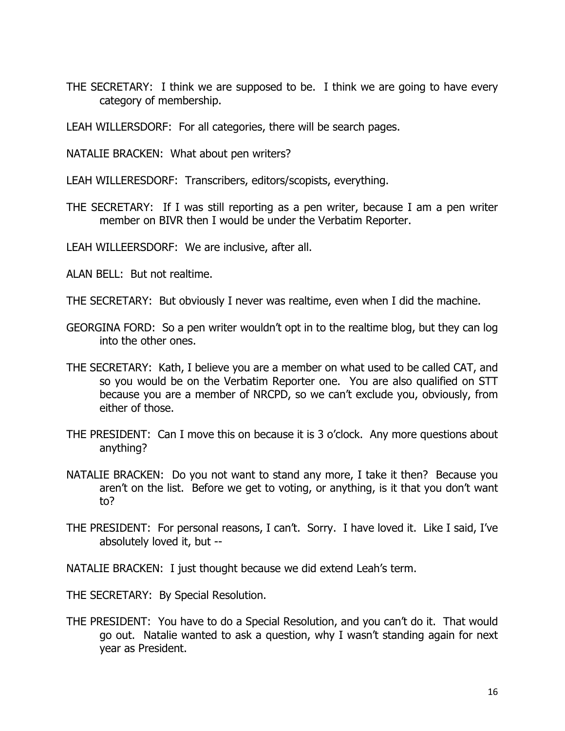THE SECRETARY: I think we are supposed to be. I think we are going to have every category of membership.

LEAH WILLERSDORF: For all categories, there will be search pages.

NATALIE BRACKEN: What about pen writers?

LEAH WILLERESDORF: Transcribers, editors/scopists, everything.

THE SECRETARY: If I was still reporting as a pen writer, because I am a pen writer member on BIVR then I would be under the Verbatim Reporter.

LEAH WILLEERSDORF: We are inclusive, after all.

ALAN BELL: But not realtime.

THE SECRETARY: But obviously I never was realtime, even when I did the machine.

GEORGINA FORD: So a pen writer wouldn't opt in to the realtime blog, but they can log into the other ones.

THE SECRETARY: Kath, I believe you are a member on what used to be called CAT, and so you would be on the Verbatim Reporter one. You are also qualified on STT because you are a member of NRCPD, so we can't exclude you, obviously, from either of those.

THE PRESIDENT: Can I move this on because it is 3 o'clock. Any more questions about anything?

NATALIE BRACKEN: Do you not want to stand any more, I take it then? Because you aren't on the list. Before we get to voting, or anything, is it that you don't want to?

THE PRESIDENT: For personal reasons, I can't. Sorry. I have loved it. Like I said, I've absolutely loved it, but --

NATALIE BRACKEN: I just thought because we did extend Leah's term.

THE SECRETARY: By Special Resolution.

THE PRESIDENT: You have to do a Special Resolution, and you can't do it. That would go out. Natalie wanted to ask a question, why I wasn't standing again for next year as President.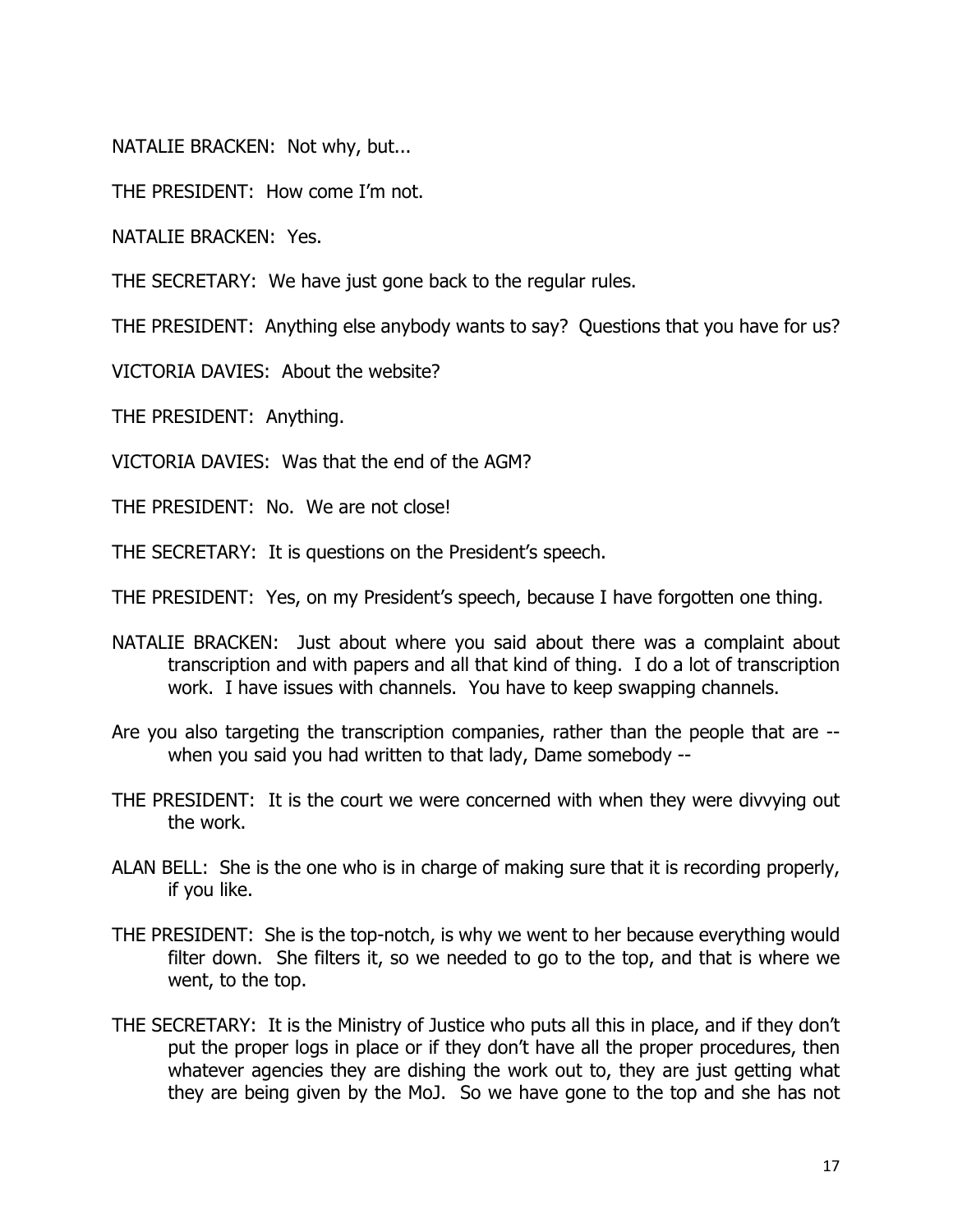NATALIE BRACKEN: Not why, but...

THE PRESIDENT: How come I'm not.

NATALIE BRACKEN: Yes.

THE SECRETARY: We have just gone back to the regular rules.

THE PRESIDENT: Anything else anybody wants to say? Questions that you have for us?

VICTORIA DAVIES: About the website?

THE PRESIDENT: Anything.

VICTORIA DAVIES: Was that the end of the AGM?

THE PRESIDENT: No. We are not close!

THE SECRETARY: It is questions on the President's speech.

THE PRESIDENT: Yes, on my President's speech, because I have forgotten one thing.

NATALIE BRACKEN: Just about where you said about there was a complaint about transcription and with papers and all that kind of thing. I do a lot of transcription work. I have issues with channels. You have to keep swapping channels.

Are you also targeting the transcription companies, rather than the people that are -- when you said you had written to that lady, Dame somebody --

THE PRESIDENT: It is the court we were concerned with when they were divvying out the work.

ALAN BELL: She is the one who is in charge of making sure that it is recording properly, if you like.

THE PRESIDENT: She is the top-notch, is why we went to her because everything would filter down. She filters it, so we needed to go to the top, and that is where we went, to the top.

THE SECRETARY: It is the Ministry of Justice who puts all this in place, and if they don't put the proper logs in place or if they don't have all the proper procedures, then whatever agencies they are dishing the work out to, they are just getting what they are being given by the MoJ. So we have gone to the top and she has not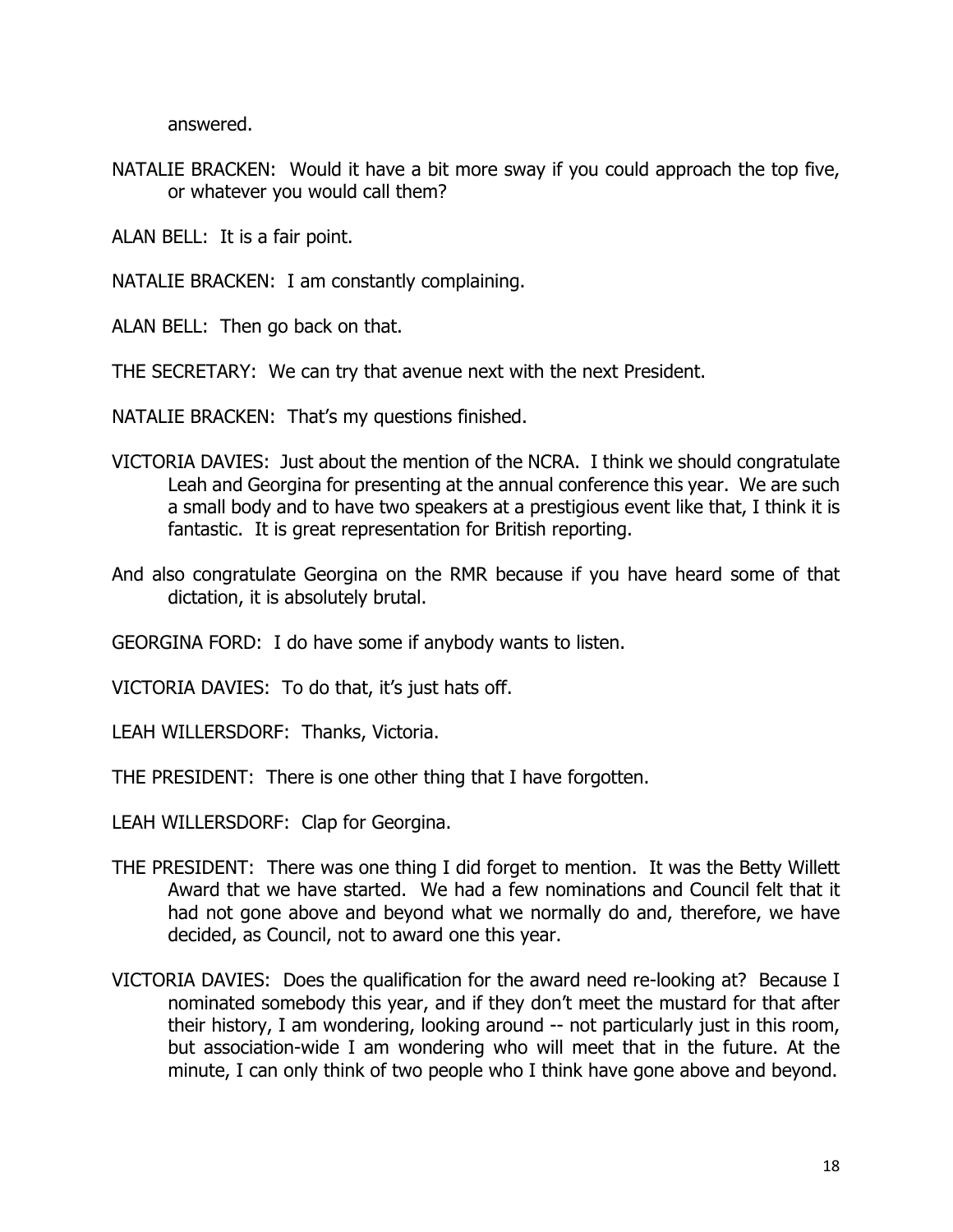answered.

NATALIE BRACKEN: Would it have a bit more sway if you could approach the top five, or whatever you would call them?

ALAN BELL: It is a fair point.

NATALIE BRACKEN: I am constantly complaining.

ALAN BELL: Then go back on that.

THE SECRETARY: We can try that avenue next with the next President.

NATALIE BRACKEN: That's my questions finished.

VICTORIA DAVIES: Just about the mention of the NCRA. I think we should congratulate Leah and Georgina for presenting at the annual conference this year. We are such a small body and to have two speakers at a prestigious event like that, I think it is fantastic. It is great representation for British reporting.

And also congratulate Georgina on the RMR because if you have heard some of that dictation, it is absolutely brutal.

GEORGINA FORD: I do have some if anybody wants to listen.

VICTORIA DAVIES: To do that, it's just hats off.

LEAH WILLERSDORF: Thanks, Victoria.

THE PRESIDENT: There is one other thing that I have forgotten.

LEAH WILLERSDORF: Clap for Georgina.

THE PRESIDENT: There was one thing I did forget to mention. It was the Betty Willett Award that we have started. We had a few nominations and Council felt that it had not gone above and beyond what we normally do and, therefore, we have decided, as Council, not to award one this year.

VICTORIA DAVIES: Does the qualification for the award need re-looking at? Because I nominated somebody this year, and if they don't meet the mustard for that after their history, I am wondering, looking around -- not particularly just in this room, but association-wide I am wondering who will meet that in the future. At the minute, I can only think of two people who I think have gone above and beyond.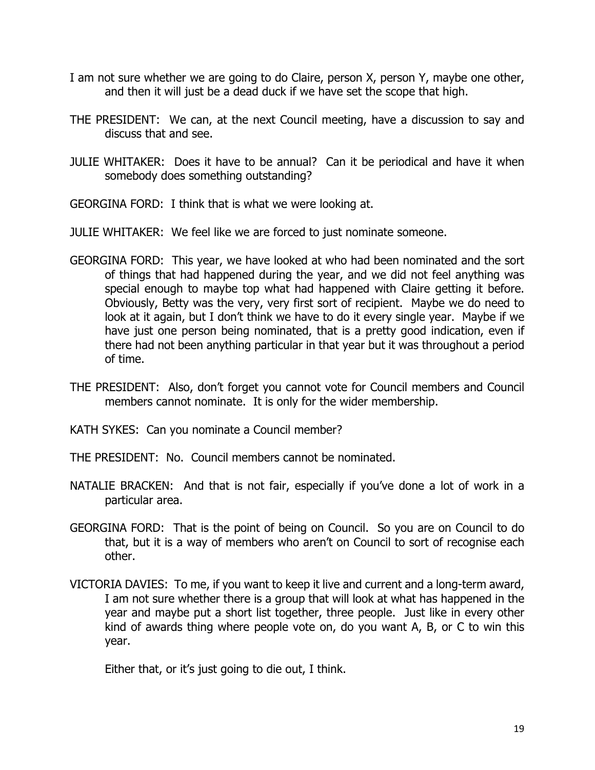I am not sure whether we are going to do Claire, person X, person Y, maybe one other, and then it will just be a dead duck if we have set the scope that high.

THE PRESIDENT: We can, at the next Council meeting, have a discussion to say and discuss that and see.

JULIE WHITAKER: Does it have to be annual? Can it be periodical and have it when somebody does something outstanding?

GEORGINA FORD: I think that is what we were looking at.

JULIE WHITAKER: We feel like we are forced to just nominate someone.

GEORGINA FORD: This year, we have looked at who had been nominated and the sort of things that had happened during the year, and we did not feel anything was special enough to maybe top what had happened with Claire getting it before. Obviously, Betty was the very, very first sort of recipient. Maybe we do need to look at it again, but I don't think we have to do it every single year. Maybe if we have just one person being nominated, that is a pretty good indication, even if there had not been anything particular in that year but it was throughout a period of time.

THE PRESIDENT: Also, don't forget you cannot vote for Council members and Council members cannot nominate. It is only for the wider membership.

KATH SYKES: Can you nominate a Council member?

THE PRESIDENT: No. Council members cannot be nominated.

NATALIE BRACKEN: And that is not fair, especially if you've done a lot of work in a particular area.

GEORGINA FORD: That is the point of being on Council. So you are on Council to do that, but it is a way of members who aren't on Council to sort of recognise each other.

VICTORIA DAVIES: To me, if you want to keep it live and current and a long-term award, I am not sure whether there is a group that will look at what has happened in the year and maybe put a short list together, three people. Just like in every other kind of awards thing where people vote on, do you want A, B, or C to win this year.

Either that, or it's just going to die out, I think.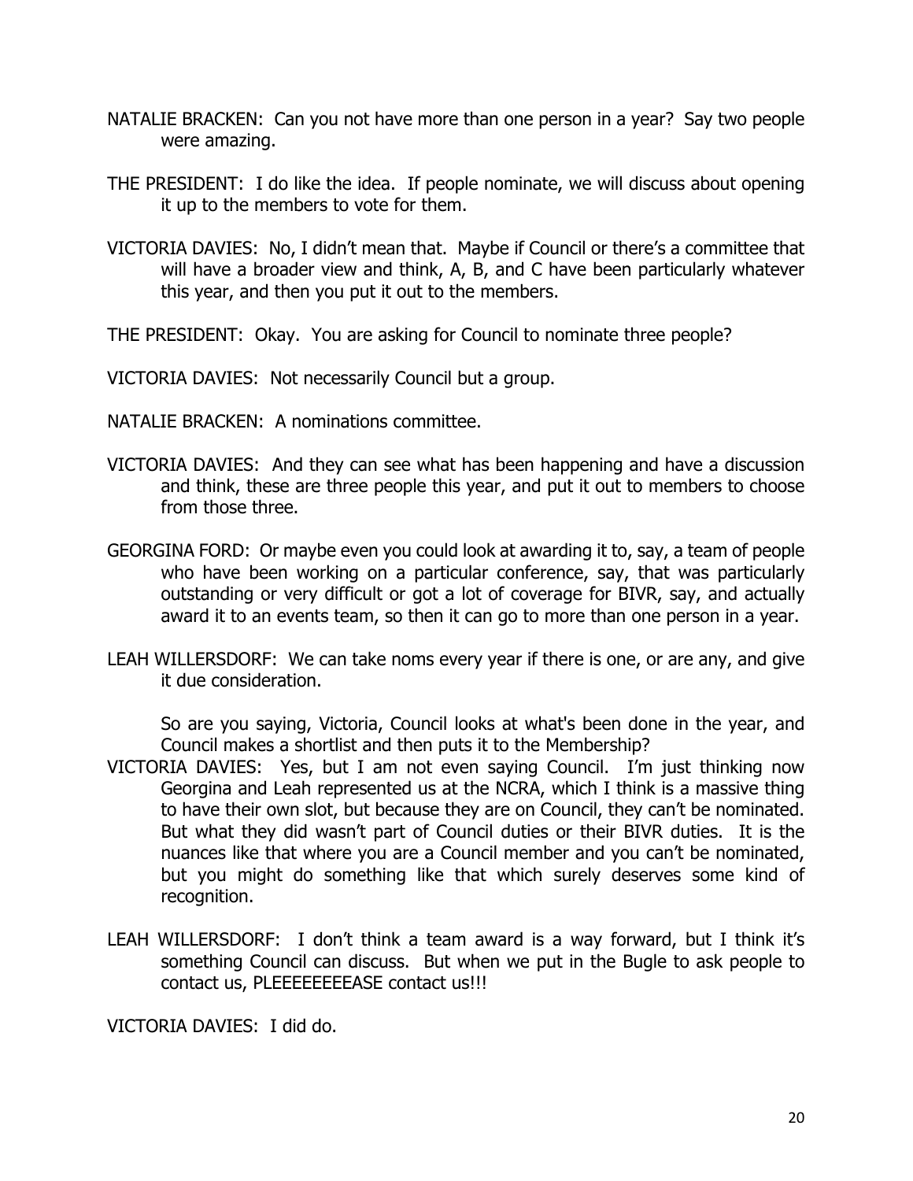NATALIE BRACKEN: Can you not have more than one person in a year? Say two people were amazing.

THE PRESIDENT: I do like the idea. If people nominate, we will discuss about opening it up to the members to vote for them.

VICTORIA DAVIES: No, I didn't mean that. Maybe if Council or there's a committee that will have a broader view and think, A, B, and C have been particularly whatever this year, and then you put it out to the members.

THE PRESIDENT: Okay. You are asking for Council to nominate three people?

VICTORIA DAVIES: Not necessarily Council but a group.

NATALIE BRACKEN: A nominations committee.

VICTORIA DAVIES: And they can see what has been happening and have a discussion and think, these are three people this year, and put it out to members to choose from those three.

GEORGINA FORD: Or maybe even you could look at awarding it to, say, a team of people who have been working on a particular conference, say, that was particularly outstanding or very difficult or got a lot of coverage for BIVR, say, and actually award it to an events team, so then it can go to more than one person in a year.

LEAH WILLERSDORF: We can take noms every year if there is one, or are any, and give it due consideration.

So are you saying, Victoria, Council looks at what's been done in the year, and Council makes a shortlist and then puts it to the Membership?

VICTORIA DAVIES: Yes, but I am not even saying Council. I'm just thinking now Georgina and Leah represented us at the NCRA, which I think is a massive thing to have their own slot, but because they are on Council, they can't be nominated. But what they did wasn't part of Council duties or their BIVR duties. It is the nuances like that where you are a Council member and you can't be nominated, but you might do something like that which surely deserves some kind of recognition.

LEAH WILLERSDORF: I don't think a team award is a way forward, but I think it's something Council can discuss. But when we put in the Bugle to ask people to contact us, PLEEEEEEEEASE contact us!!!

VICTORIA DAVIES: I did do.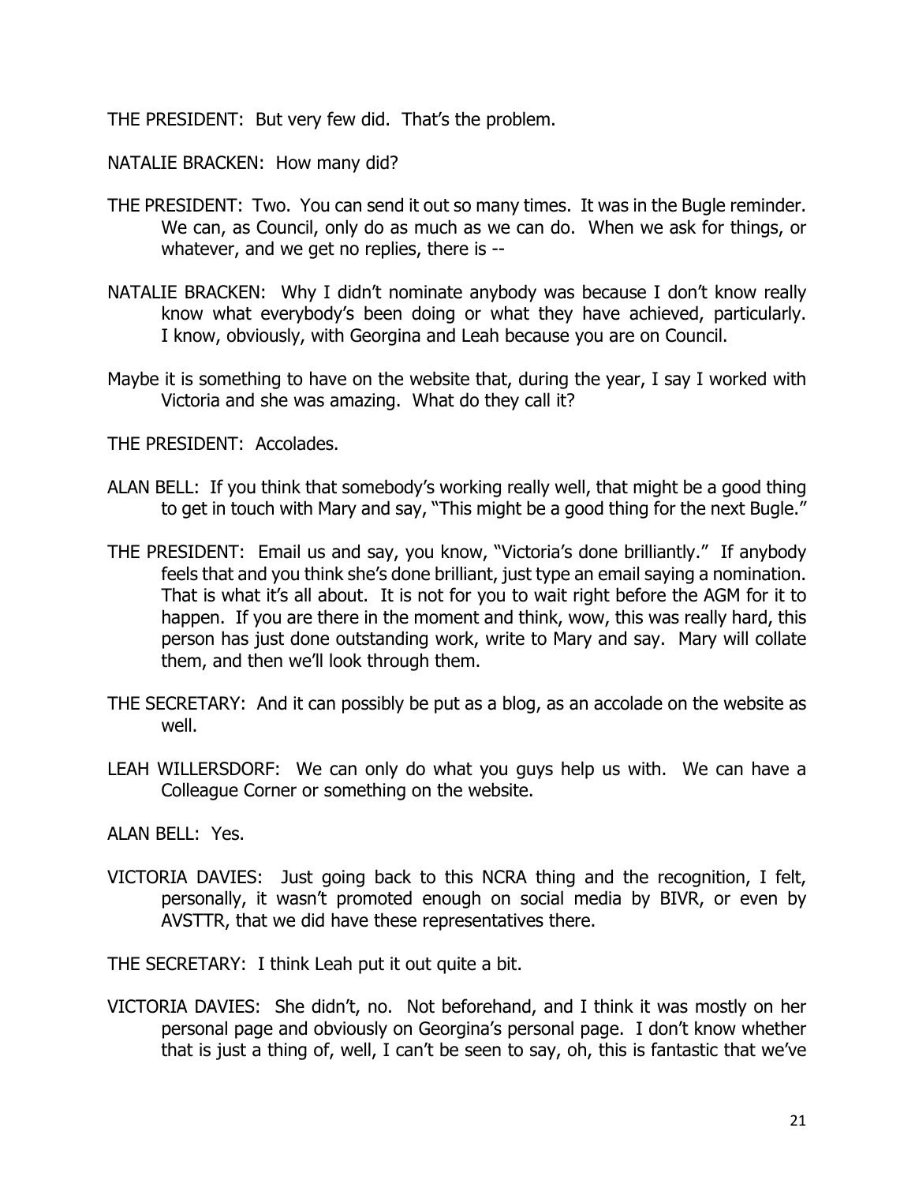THE PRESIDENT: But very few did. That's the problem.

NATALIE BRACKEN: How many did?

THE PRESIDENT: Two. You can send it out so many times. It was in the Bugle reminder. We can, as Council, only do as much as we can do. When we ask for things, or whatever, and we get no replies, there is --

NATALIE BRACKEN: Why I didn't nominate anybody was because I don't know really know what everybody's been doing or what they have achieved, particularly. I know, obviously, with Georgina and Leah because you are on Council.

Maybe it is something to have on the website that, during the year, I say I worked with Victoria and she was amazing. What do they call it?

THE PRESIDENT: Accolades.

ALAN BELL: If you think that somebody's working really well, that might be a good thing to get in touch with Mary and say, "This might be a good thing for the next Bugle."

THE PRESIDENT: Email us and say, you know, "Victoria's done brilliantly." If anybody feels that and you think she's done brilliant, just type an email saying a nomination. That is what it's all about. It is not for you to wait right before the AGM for it to happen. If you are there in the moment and think, wow, this was really hard, this person has just done outstanding work, write to Mary and say. Mary will collate them, and then we'll look through them.

THE SECRETARY: And it can possibly be put as a blog, as an accolade on the website as well.

LEAH WILLERSDORF: We can only do what you guys help us with. We can have a Colleague Corner or something on the website.

ALAN BELL: Yes.

VICTORIA DAVIES: Just going back to this NCRA thing and the recognition, I felt, personally, it wasn't promoted enough on social media by BIVR, or even by AVSTTR, that we did have these representatives there.

THE SECRETARY: I think Leah put it out quite a bit.

VICTORIA DAVIES: She didn't, no. Not beforehand, and I think it was mostly on her personal page and obviously on Georgina's personal page. I don't know whether that is just a thing of, well, I can't be seen to say, oh, this is fantastic that we've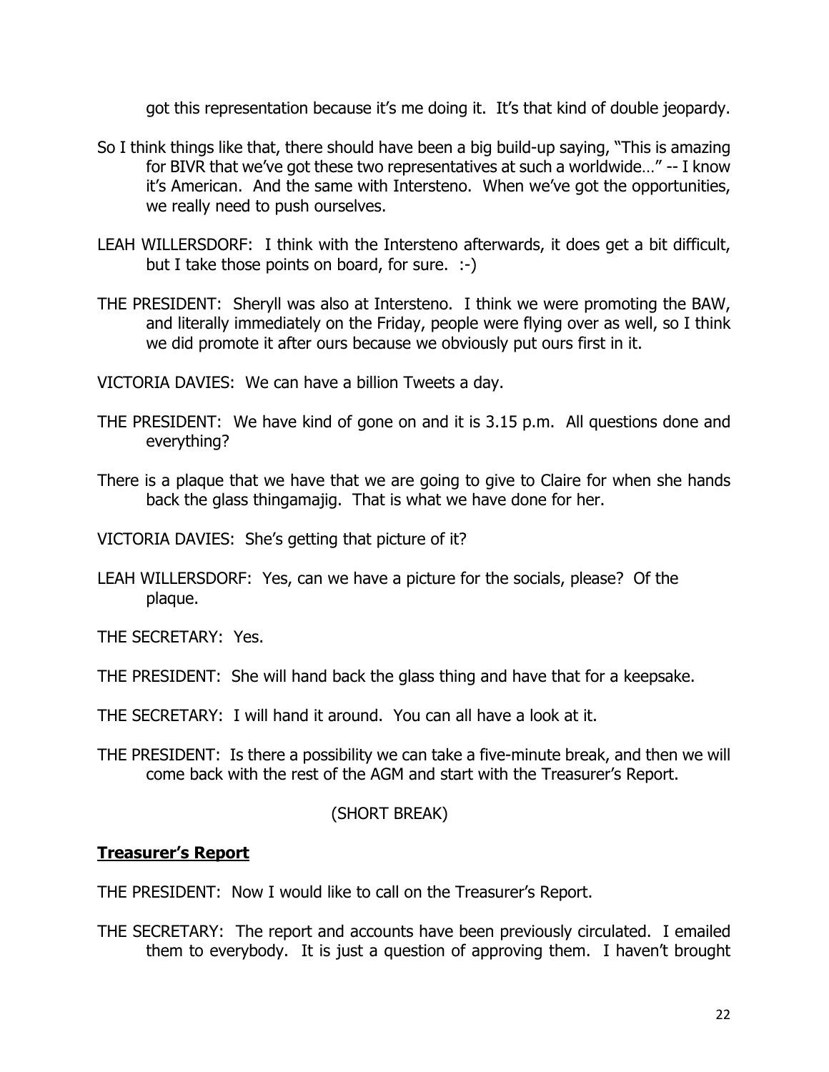got this representation because it's me doing it. It's that kind of double jeopardy.

So I think things like that, there should have been a big build-up saying, "This is amazing for BIVR that we've got these two representatives at such a worldwide…" -- I know it's American. And the same with Intersteno. When we've got the opportunities, we really need to push ourselves.

LEAH WILLERSDORF: I think with the Intersteno afterwards, it does get a bit difficult, but I take those points on board, for sure. :-)

THE PRESIDENT: Sheryll was also at Intersteno. I think we were promoting the BAW, and literally immediately on the Friday, people were flying over as well, so I think we did promote it after ours because we obviously put ours first in it.

VICTORIA DAVIES: We can have a billion Tweets a day.

THE PRESIDENT: We have kind of gone on and it is 3.15 p.m. All questions done and everything?

There is a plaque that we have that we are going to give to Claire for when she hands back the glass thingamajig. That is what we have done for her.

VICTORIA DAVIES: She's getting that picture of it?

LEAH WILLERSDORF: Yes, can we have a picture for the socials, please? Of the plaque.

THE SECRETARY: Yes.

THE PRESIDENT: She will hand back the glass thing and have that for a keepsake.

THE SECRETARY: I will hand it around. You can all have a look at it.

THE PRESIDENT: Is there a possibility we can take a five-minute break, and then we will come back with the rest of the AGM and start with the Treasurer's Report.

(SHORT BREAK)

**Treasurer's Report**

THE PRESIDENT: Now I would like to call on the Treasurer's Report.

THE SECRETARY: The report and accounts have been previously circulated. I emailed them to everybody. It is just a question of approving them. I haven't brought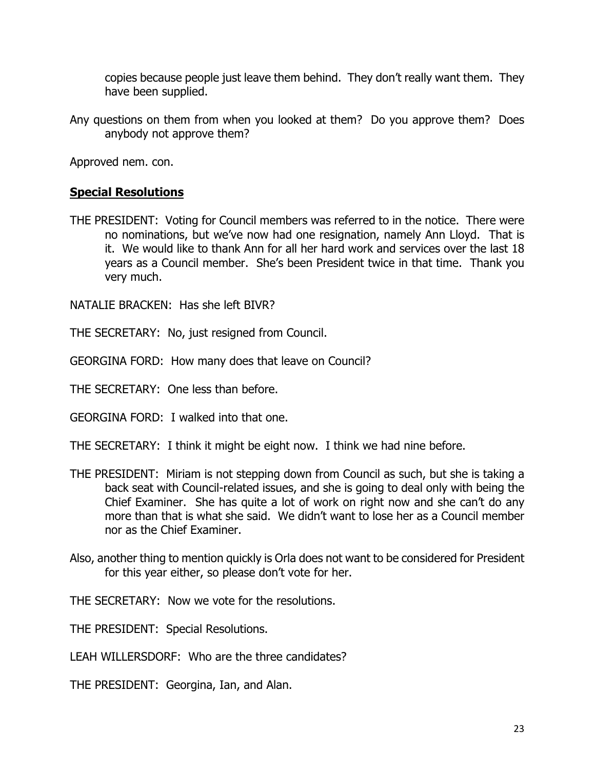copies because people just leave them behind. They don't really want them. They have been supplied.

Any questions on them from when you looked at them? Do you approve them? Does anybody not approve them?

Approved nem. con.

## Special Resolutions

THE PRESIDENT: Voting for Council members was referred to in the notice. There were no nominations, but we've now had one resignation, namely Ann Lloyd. That is it. We would like to thank Ann for all her hard work and services over the last 18 years as a Council member. She's been President twice in that time. Thank you very much.

NATALIE BRACKEN: Has she left BIVR?

THE SECRETARY: No, just resigned from Council.

GEORGINA FORD: How many does that leave on Council?

THE SECRETARY: One less than before.

GEORGINA FORD: I walked into that one.

THE SECRETARY: I think it might be eight now. I think we had nine before.

THE PRESIDENT: Miriam is not stepping down from Council as such, but she is taking a back seat with Council-related issues, and she is going to deal only with being the Chief Examiner. She has quite a lot of work on right now and she can't do any more than that is what she said. We didn't want to lose her as a Council member nor as the Chief Examiner.

Also, another thing to mention quickly is Orla does not want to be considered for President for this year either, so please don't vote for her.

THE SECRETARY: Now we vote for the resolutions.

THE PRESIDENT: Special Resolutions.

LEAH WILLERSDORF: Who are the three candidates?

THE PRESIDENT: Georgina, Ian, and Alan.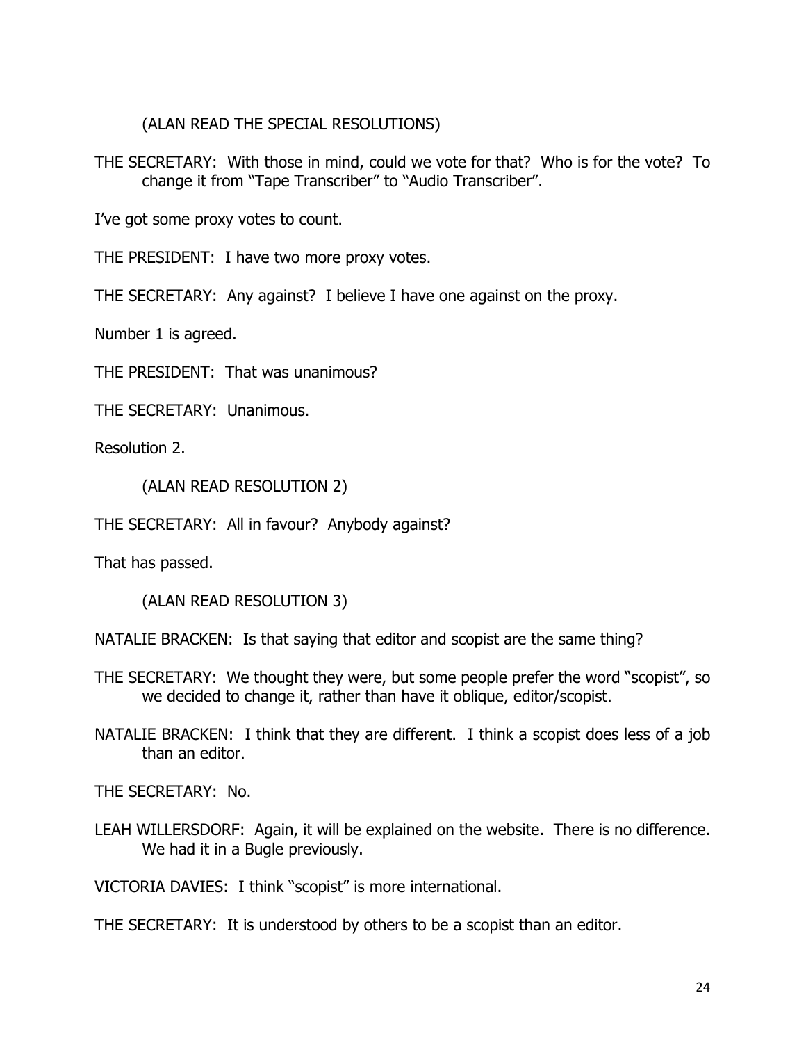(ALAN READ THE SPECIAL RESOLUTIONS)

THE SECRETARY: With those in mind, could we vote for that? Who is for the vote? To change it from "Tape Transcriber" to "Audio Transcriber".

I've got some proxy votes to count.

THE PRESIDENT: I have two more proxy votes.

THE SECRETARY: Any against? I believe I have one against on the proxy.

Number 1 is agreed.

THE PRESIDENT: That was unanimous?

THE SECRETARY: Unanimous.

Resolution 2.

(ALAN READ RESOLUTION 2)

THE SECRETARY: All in favour? Anybody against?

That has passed.

(ALAN READ RESOLUTION 3)

NATALIE BRACKEN: Is that saying that editor and scopist are the same thing?

THE SECRETARY: We thought they were, but some people prefer the word "scopist", so we decided to change it, rather than have it oblique, editor/scopist.

NATALIE BRACKEN: I think that they are different. I think a scopist does less of a job than an editor.

THE SECRETARY: No.

LEAH WILLERSDORF: Again, it will be explained on the website. There is no difference. We had it in a Bugle previously.

VICTORIA DAVIES: I think "scopist" is more international.

THE SECRETARY: It is understood by others to be a scopist than an editor.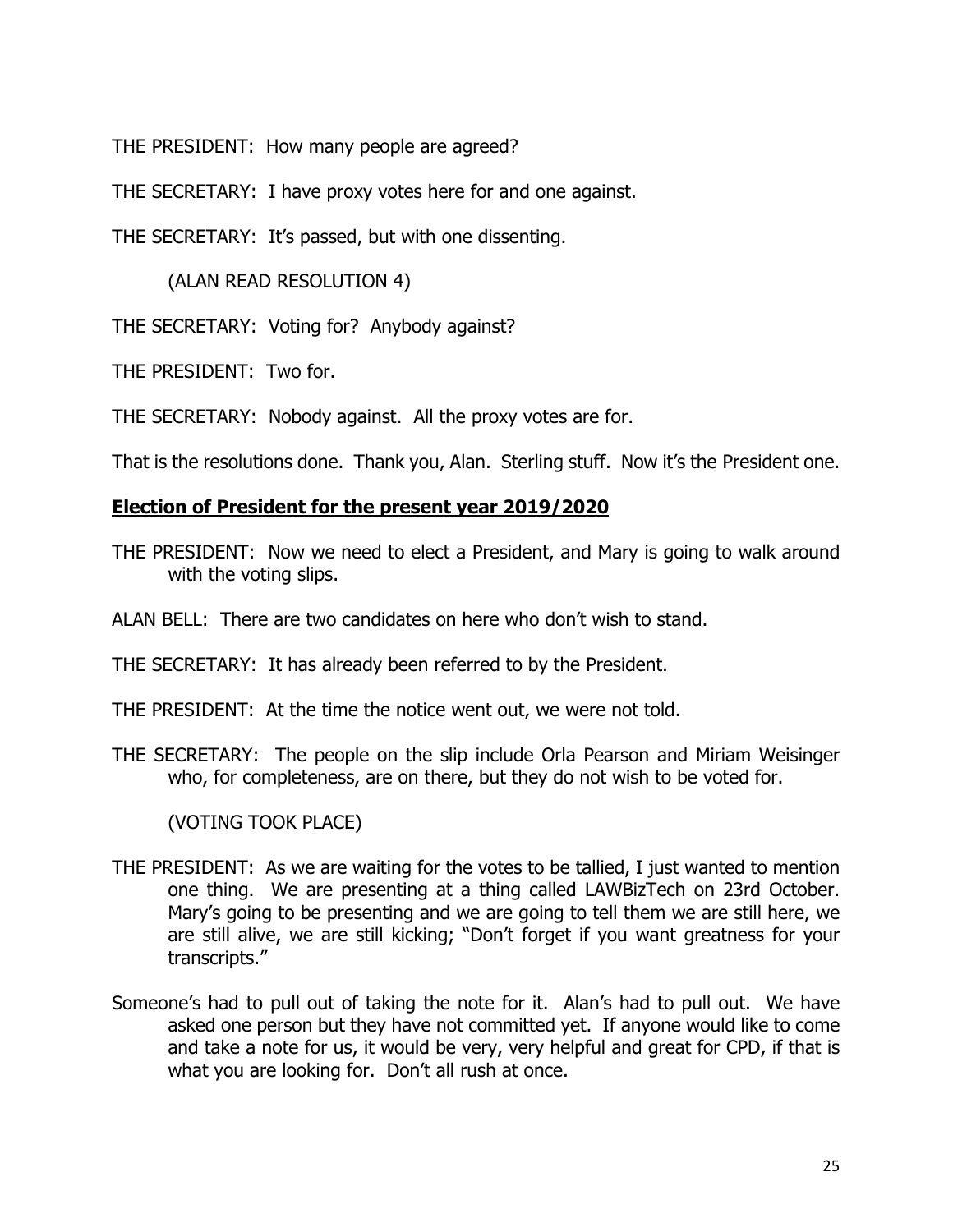THE PRESIDENT: How many people are agreed?

THE SECRETARY: I have proxy votes here for and one against.

THE SECRETARY: It's passed, but with one dissenting.

(ALAN READ RESOLUTION 4)

THE SECRETARY: Voting for? Anybody against?

THE PRESIDENT: Two for.

THE SECRETARY: Nobody against. All the proxy votes are for.

That is the resolutions done. Thank you, Alan. Sterling stuff. Now it's the President one.

## Election of President for the present year 2019/2020

THE PRESIDENT: Now we need to elect a President, and Mary is going to walk around with the voting slips.

ALAN BELL: There are two candidates on here who don't wish to stand.

THE SECRETARY: It has already been referred to by the President.

THE PRESIDENT: At the time the notice went out, we were not told.

THE SECRETARY: The people on the slip include Orla Pearson and Miriam Weisinger who, for completeness, are on there, but they do not wish to be voted for.

(VOTING TOOK PLACE)

THE PRESIDENT: As we are waiting for the votes to be tallied, I just wanted to mention one thing. We are presenting at a thing called LAWBizTech on 23rd October. Mary's going to be presenting and we are going to tell them we are still here, we are still alive, we are still kicking; "Don't forget if you want greatness for your transcripts."

Someone's had to pull out of taking the note for it. Alan's had to pull out. We have asked one person but they have not committed yet. If anyone would like to come and take a note for us, it would be very, very helpful and great for CPD, if that is what you are looking for. Don't all rush at once.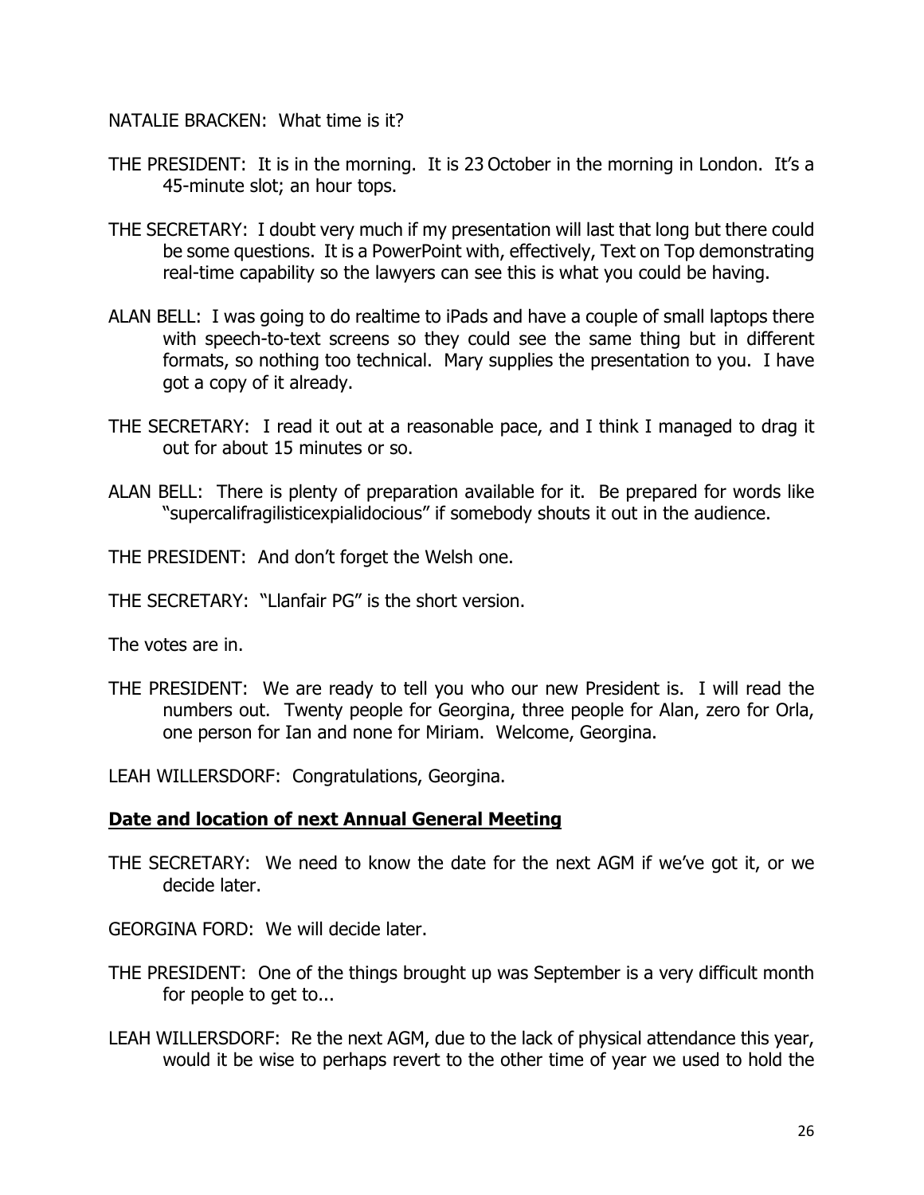NATALIE BRACKEN: What time is it?

THE PRESIDENT: It is in the morning. It is 23 October in the morning in London. It's a 45-minute slot; an hour tops.

THE SECRETARY: I doubt very much if my presentation will last that long but there could be some questions. It is a PowerPoint with, effectively, Text on Top demonstrating real-time capability so the lawyers can see this is what you could be having.

ALAN BELL: I was going to do realtime to iPads and have a couple of small laptops there with speech-to-text screens so they could see the same thing but in different formats, so nothing too technical. Mary supplies the presentation to you. I have got a copy of it already.

THE SECRETARY: I read it out at a reasonable pace, and I think I managed to drag it out for about 15 minutes or so.

ALAN BELL: There is plenty of preparation available for it. Be prepared for words like "supercalifragilisticexpialidocious" if somebody shouts it out in the audience.

THE PRESIDENT: And don't forget the Welsh one.

THE SECRETARY: "Llanfair PG" is the short version.

The votes are in.

THE PRESIDENT: We are ready to tell you who our new President is. I will read the numbers out. Twenty people for Georgina, three people for Alan, zero for Orla, one person for Ian and none for Miriam. Welcome, Georgina.

LEAH WILLERSDORF: Congratulations, Georgina.

**Date and location of next Annual General Meeting**

THE SECRETARY: We need to know the date for the next AGM if we've got it, or we decide later.

GEORGINA FORD: We will decide later.

THE PRESIDENT: One of the things brought up was September is a very difficult month for people to get to...

LEAH WILLERSDORF: Re the next AGM, due to the lack of physical attendance this year, would it be wise to perhaps revert to the other time of year we used to hold the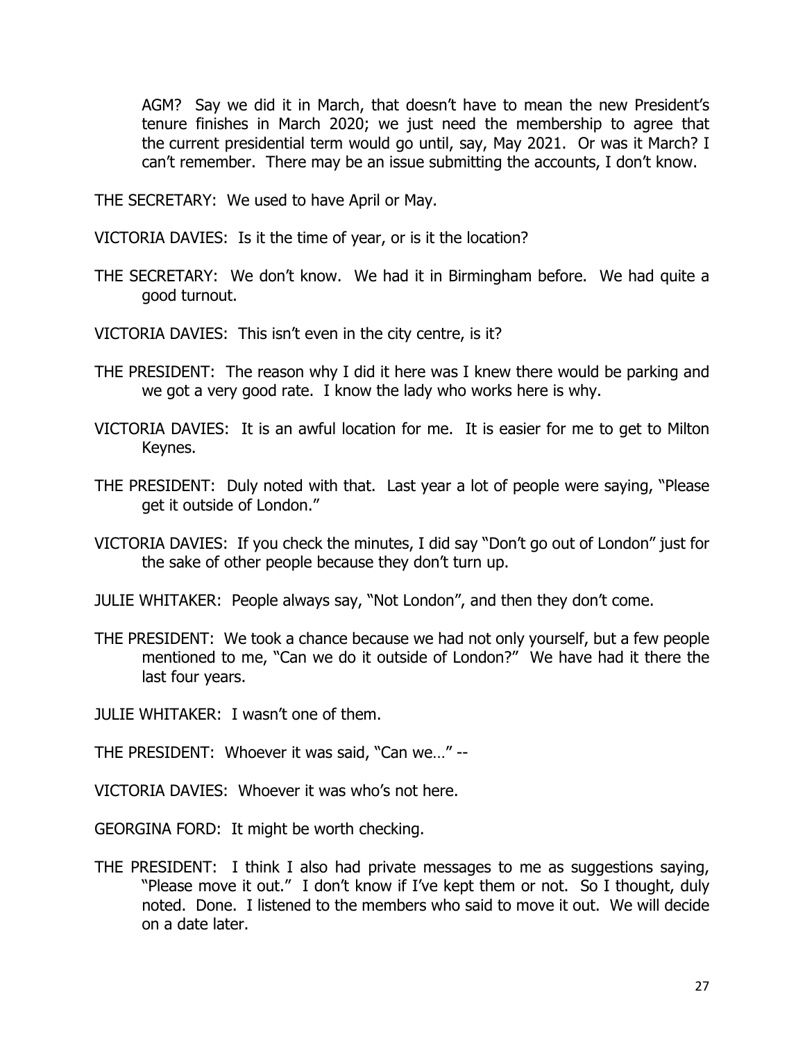AGM? Say we did it in March, that doesn't have to mean the new President's tenure finishes in March 2020; we just need the membership to agree that the current presidential term would go until, say, May 2021. Or was it March? I can't remember. There may be an issue submitting the accounts, I don't know.

THE SECRETARY: We used to have April or May.

VICTORIA DAVIES: Is it the time of year, or is it the location?

THE SECRETARY: We don't know. We had it in Birmingham before. We had quite a good turnout.

VICTORIA DAVIES: This isn't even in the city centre, is it?

THE PRESIDENT: The reason why I did it here was I knew there would be parking and we got a very good rate. I know the lady who works here is why.

VICTORIA DAVIES: It is an awful location for me. It is easier for me to get to Milton Keynes.

THE PRESIDENT: Duly noted with that. Last year a lot of people were saying, "Please get it outside of London."

VICTORIA DAVIES: If you check the minutes, I did say "Don't go out of London" just for the sake of other people because they don't turn up.

JULIE WHITAKER: People always say, "Not London", and then they don't come.

THE PRESIDENT: We took a chance because we had not only yourself, but a few people mentioned to me, "Can we do it outside of London?" We have had it there the last four years.

JULIE WHITAKER: I wasn't one of them.

THE PRESIDENT: Whoever it was said, "Can we…" --

VICTORIA DAVIES: Whoever it was who's not here.

GEORGINA FORD: It might be worth checking.

THE PRESIDENT: I think I also had private messages to me as suggestions saying, "Please move it out." I don't know if I've kept them or not. So I thought, duly noted. Done. I listened to the members who said to move it out. We will decide on a date later.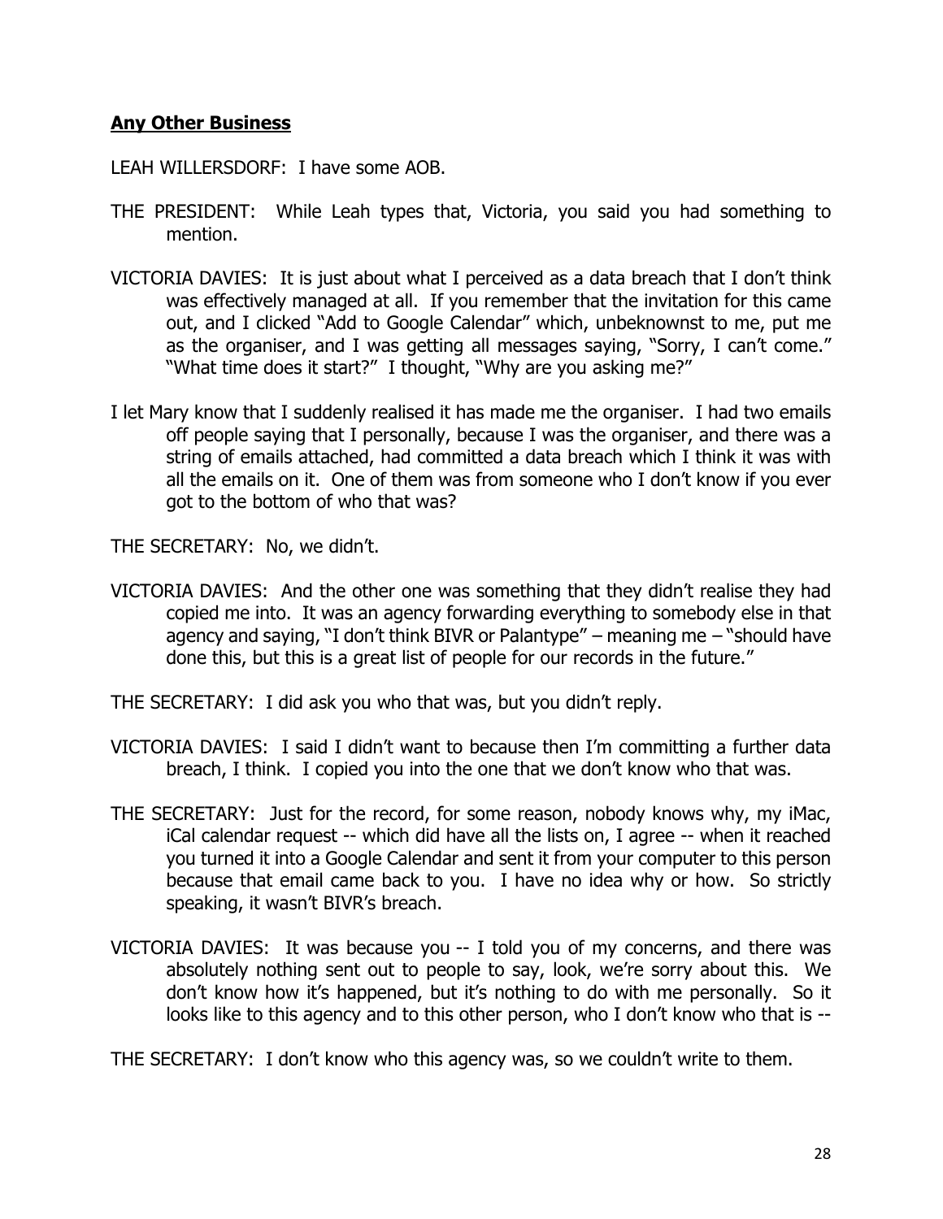## **Any Other Business**

LEAH WILLERSDORF: I have some AOB.

THE PRESIDENT: While Leah types that, Victoria, you said you had something to mention.

VICTORIA DAVIES: It is just about what I perceived as a data breach that I don't think was effectively managed at all. If you remember that the invitation for this came out, and I clicked "Add to Google Calendar" which, unbeknownst to me, put me as the organiser, and I was getting all messages saying, "Sorry, I can't come." "What time does it start?" I thought, "Why are you asking me?"

I let Mary know that I suddenly realised it has made me the organiser. I had two emails off people saying that I personally, because I was the organiser, and there was a string of emails attached, had committed a data breach which I think it was with all the emails on it. One of them was from someone who I don't know if you ever got to the bottom of who that was?

THE SECRETARY: No, we didn't.

VICTORIA DAVIES: And the other one was something that they didn't realise they had copied me into. It was an agency forwarding everything to somebody else in that agency and saying, "I don't think BIVR or Palantype" – meaning me – "should have done this, but this is a great list of people for our records in the future."

THE SECRETARY: I did ask you who that was, but you didn't reply.

VICTORIA DAVIES: I said I didn't want to because then I'm committing a further data breach, I think. I copied you into the one that we don't know who that was.

THE SECRETARY: Just for the record, for some reason, nobody knows why, my iMac, iCal calendar request -- which did have all the lists on, I agree -- when it reached you turned it into a Google Calendar and sent it from your computer to this person because that email came back to you. I have no idea why or how. So strictly speaking, it wasn't BIVR's breach.

VICTORIA DAVIES: It was because you -- I told you of my concerns, and there was absolutely nothing sent out to people to say, look, we're sorry about this. We don't know how it's happened, but it's nothing to do with me personally. So it looks like to this agency and to this other person, who I don't know who that is --

THE SECRETARY: I don't know who this agency was, so we couldn't write to them.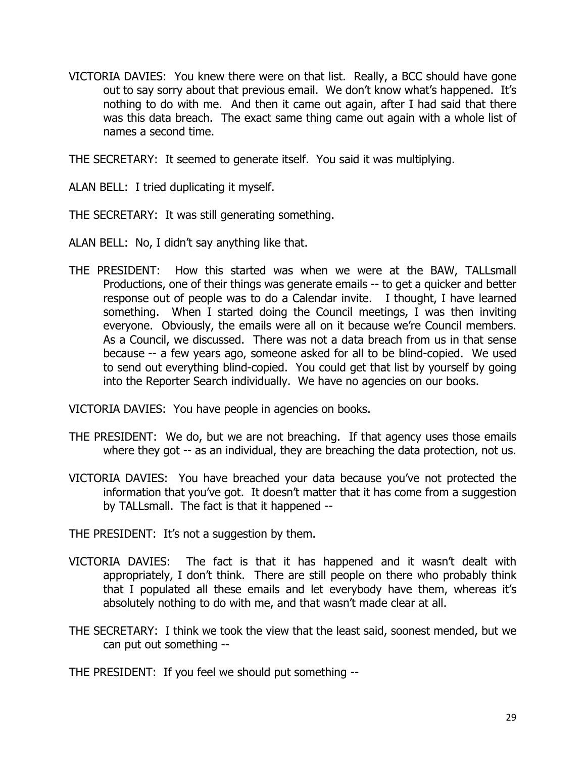VICTORIA DAVIES: You knew there were on that list. Really, a BCC should have gone out to say sorry about that previous email. We don't know what's happened. It's nothing to do with me. And then it came out again, after I had said that there was this data breach. The exact same thing came out again with a whole list of names a second time.

THE SECRETARY: It seemed to generate itself. You said it was multiplying.

ALAN BELL: I tried duplicating it myself.

THE SECRETARY: It was still generating something.

ALAN BELL: No, I didn't say anything like that.

THE PRESIDENT: How this started was when we were at the BAW, TALLsmall Productions, one of their things was generate emails -- to get a quicker and better response out of people was to do a Calendar invite. I thought, I have learned something. When I started doing the Council meetings, I was then inviting everyone. Obviously, the emails were all on it because we're Council members. As a Council, we discussed. There was not a data breach from us in that sense because -- a few years ago, someone asked for all to be blind-copied. We used to send out everything blind-copied. You could get that list by yourself by going into the Reporter Search individually. We have no agencies on our books.

VICTORIA DAVIES: You have people in agencies on books.

THE PRESIDENT: We do, but we are not breaching. If that agency uses those emails where they got -- as an individual, they are breaching the data protection, not us.

VICTORIA DAVIES: You have breached your data because you've not protected the information that you've got. It doesn't matter that it has come from a suggestion by TALLsmall. The fact is that it happened --

THE PRESIDENT: It's not a suggestion by them.

VICTORIA DAVIES: The fact is that it has happened and it wasn't dealt with appropriately, I don't think. There are still people on there who probably think that I populated all these emails and let everybody have them, whereas it's absolutely nothing to do with me, and that wasn't made clear at all.

THE SECRETARY: I think we took the view that the least said, soonest mended, but we can put out something --

THE PRESIDENT: If you feel we should put something --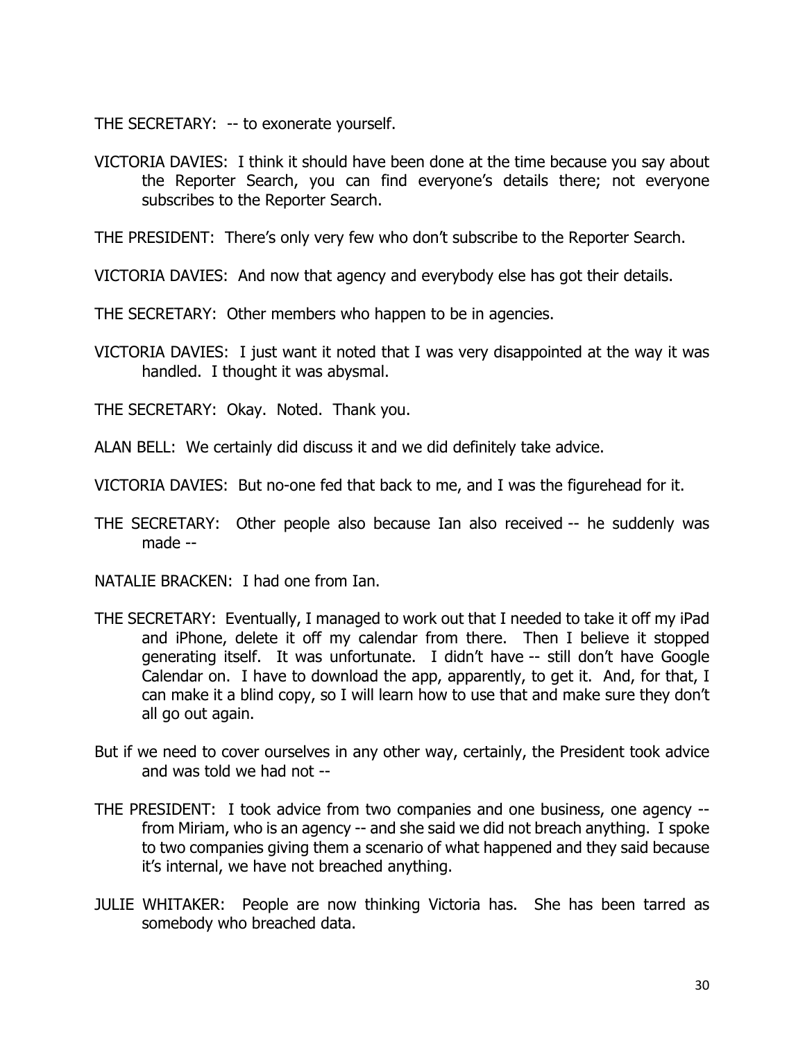THE SECRETARY: -- to exonerate yourself.

VICTORIA DAVIES: I think it should have been done at the time because you say about the Reporter Search, you can find everyone's details there; not everyone subscribes to the Reporter Search.

THE PRESIDENT: There's only very few who don't subscribe to the Reporter Search.

VICTORIA DAVIES: And now that agency and everybody else has got their details.

THE SECRETARY: Other members who happen to be in agencies.

VICTORIA DAVIES: I just want it noted that I was very disappointed at the way it was handled. I thought it was abysmal.

THE SECRETARY: Okay. Noted. Thank you.

ALAN BELL: We certainly did discuss it and we did definitely take advice.

VICTORIA DAVIES: But no-one fed that back to me, and I was the figurehead for it.

THE SECRETARY: Other people also because Ian also received -- he suddenly was made --

NATALIE BRACKEN: I had one from Ian.

THE SECRETARY: Eventually, I managed to work out that I needed to take it off my iPad and iPhone, delete it off my calendar from there. Then I believe it stopped generating itself. It was unfortunate. I didn't have -- still don't have Google Calendar on. I have to download the app, apparently, to get it. And, for that, I can make it a blind copy, so I will learn how to use that and make sure they don't all go out again.

But if we need to cover ourselves in any other way, certainly, the President took advice and was told we had not --

THE PRESIDENT: I took advice from two companies and one business, one agency -- from Miriam, who is an agency -- and she said we did not breach anything. I spoke to two companies giving them a scenario of what happened and they said because it's internal, we have not breached anything.

JULIE WHITAKER: People are now thinking Victoria has. She has been tarred as somebody who breached data.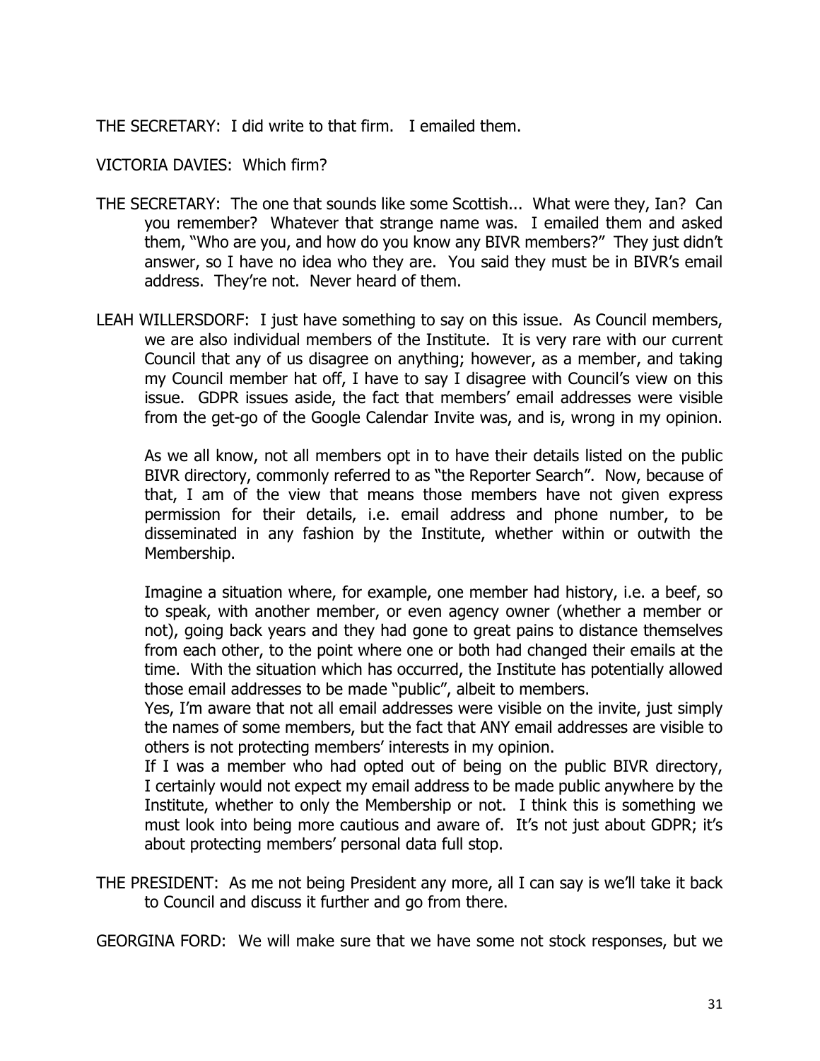THE SECRETARY: I did write to that firm. I emailed them.

VICTORIA DAVIES: Which firm?

THE SECRETARY: The one that sounds like some Scottish... What were they, Ian? Can you remember? Whatever that strange name was. I emailed them and asked them, "Who are you, and how do you know any BIVR members?" They just didn't answer, so I have no idea who they are. You said they must be in BIVR's email address. They're not. Never heard of them.

LEAH WILLERSDORF: I just have something to say on this issue. As Council members, we are also individual members of the Institute. It is very rare with our current Council that any of us disagree on anything; however, as a member, and taking my Council member hat off, I have to say I disagree with Council's view on this issue. GDPR issues aside, the fact that members' email addresses were visible from the get-go of the Google Calendar Invite was, and is, wrong in my opinion.

As we all know, not all members opt in to have their details listed on the public BIVR directory, commonly referred to as "the Reporter Search". Now, because of that, I am of the view that means those members have not given express permission for their details, i.e. email address and phone number, to be disseminated in any fashion by the Institute, whether within or outwith the Membership.

Imagine a situation where, for example, one member had history, i.e. a beef, so to speak, with another member, or even agency owner (whether a member or not), going back years and they had gone to great pains to distance themselves from each other, to the point where one or both had changed their emails at the time. With the situation which has occurred, the Institute has potentially allowed those email addresses to be made "public", albeit to members.

Yes, I'm aware that not all email addresses were visible on the invite, just simply the names of some members, but the fact that ANY email addresses are visible to others is not protecting members' interests in my opinion.

If I was a member who had opted out of being on the public BIVR directory, I certainly would not expect my email address to be made public anywhere by the Institute, whether to only the Membership or not. I think this is something we must look into being more cautious and aware of. It's not just about GDPR; it's about protecting members' personal data full stop.

THE PRESIDENT: As me not being President any more, all I can say is we'll take it back to Council and discuss it further and go from there.

GEORGINA FORD: We will make sure that we have some not stock responses, but we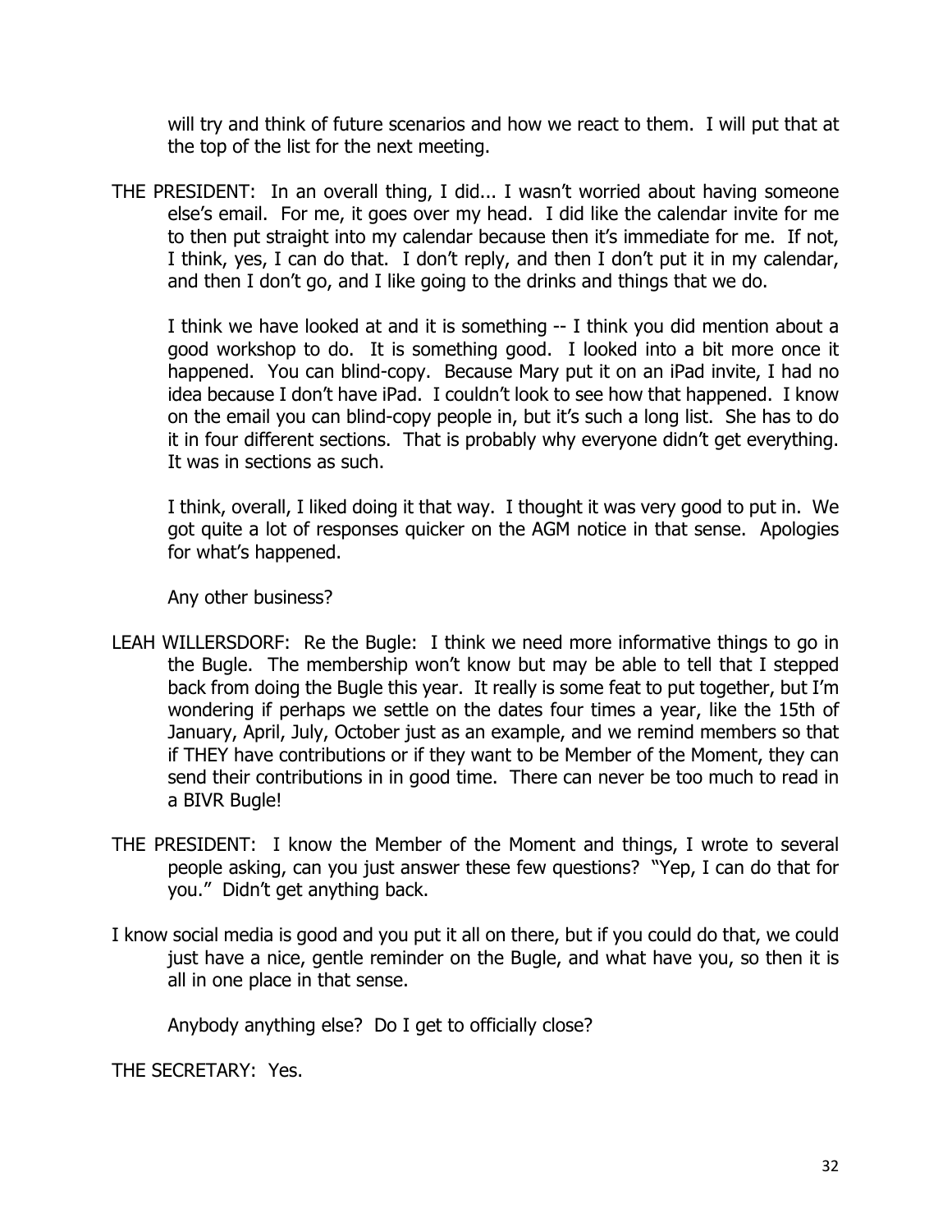will try and think of future scenarios and how we react to them. I will put that at the top of the list for the next meeting.

THE PRESIDENT: In an overall thing, I did... I wasn't worried about having someone else's email. For me, it goes over my head. I did like the calendar invite for me to then put straight into my calendar because then it's immediate for me. If not, I think, yes, I can do that. I don't reply, and then I don't put it in my calendar, and then I don't go, and I like going to the drinks and things that we do.

I think we have looked at and it is something -- I think you did mention about a good workshop to do. It is something good. I looked into a bit more once it happened. You can blind-copy. Because Mary put it on an iPad invite, I had no idea because I don't have iPad. I couldn't look to see how that happened. I know on the email you can blind-copy people in, but it's such a long list. She has to do it in four different sections. That is probably why everyone didn't get everything. It was in sections as such.

I think, overall, I liked doing it that way. I thought it was very good to put in. We got quite a lot of responses quicker on the AGM notice in that sense. Apologies for what's happened.

Any other business?

LEAH WILLERSDORF: Re the Bugle: I think we need more informative things to go in the Bugle. The membership won't know but may be able to tell that I stepped back from doing the Bugle this year. It really is some feat to put together, but I'm wondering if perhaps we settle on the dates four times a year, like the 15th of January, April, July, October just as an example, and we remind members so that if THEY have contributions or if they want to be Member of the Moment, they can send their contributions in in good time. There can never be too much to read in a BIVR Bugle!

THE PRESIDENT: I know the Member of the Moment and things, I wrote to several people asking, can you just answer these few questions? "Yep, I can do that for you." Didn't get anything back.

I know social media is good and you put it all on there, but if you could do that, we could just have a nice, gentle reminder on the Bugle, and what have you, so then it is all in one place in that sense.

Anybody anything else? Do I get to officially close?

THE SECRETARY: Yes.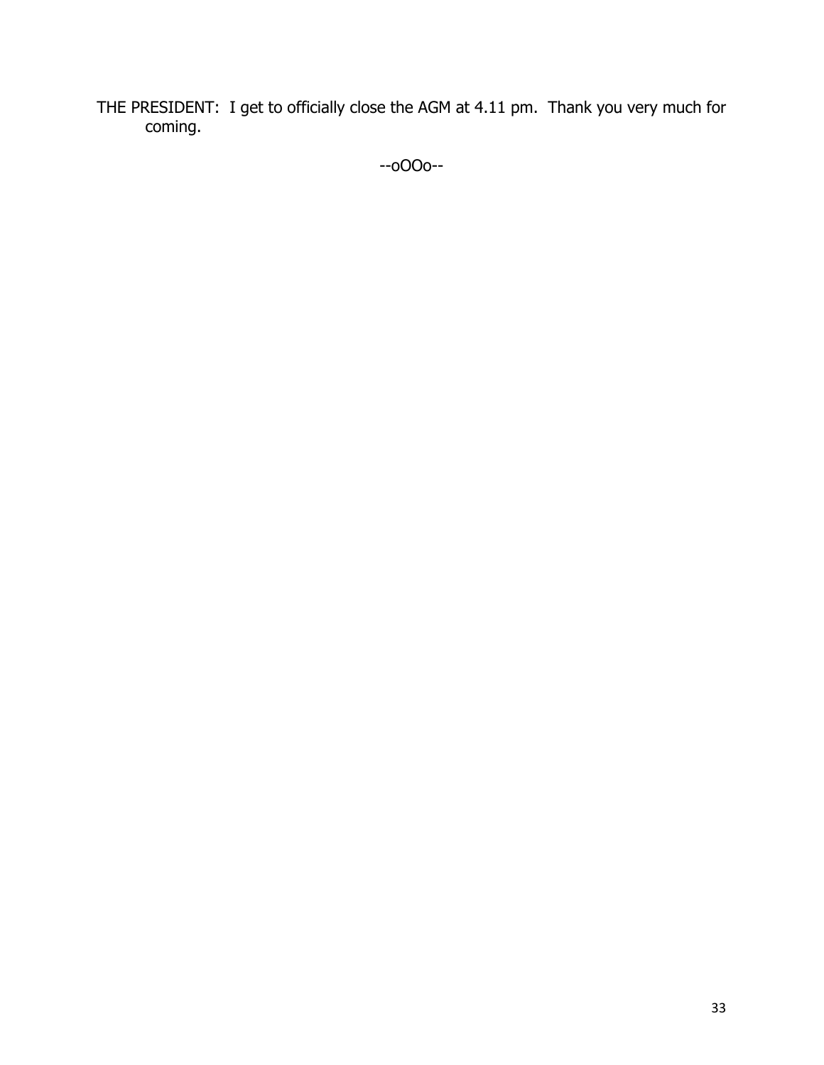THE PRESIDENT: I get to officially close the AGM at 4.11 pm. Thank you very much for coming.

--oOOo--